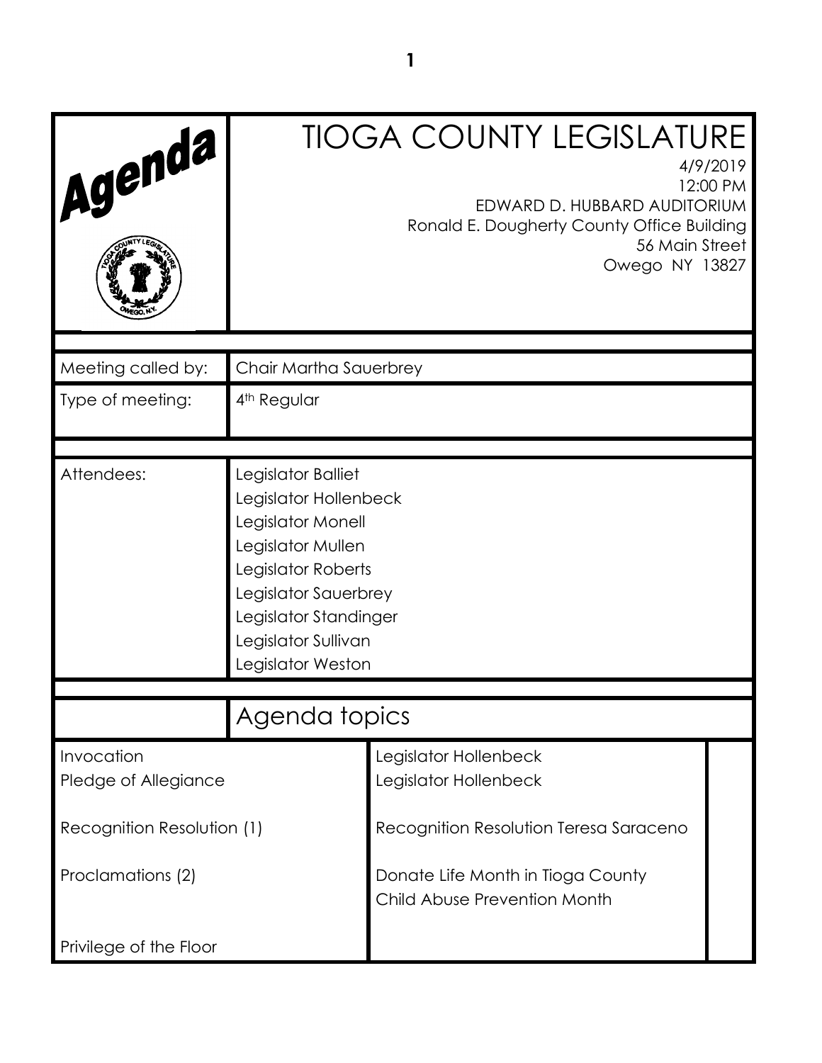# TIOGA COUNTY LEGISLATURE

Agenda

4/9/2019
12:00 PM
EDWARD D. HUBBARD AUDITORIUM
Ronald E. Dougherty County Office Building
56 Main Street
Owego NY 13827

| | |
|---|---|
| Meeting called by: | Chair Martha Sauerbrey |
| Type of meeting: | 4th Regular |

| | |
|---|---|
| Attendees: | Legislator Balliet<br>Legislator Hollenbeck<br>Legislator Monell<br>Legislator Mullen<br>Legislator Roberts<br>Legislator Sauerbrey<br>Legislator Standinger<br>Legislator Sullivan<br>Legislator Weston |

## Agenda topics

| | |
|---|---|
| Invocation | Legislator Hollenbeck |
| Pledge of Allegiance | Legislator Hollenbeck |
| Recognition Resolution (1) | Recognition Resolution Teresa Saraceno |
| Proclamations (2) | Donate Life Month in Tioga County<br>Child Abuse Prevention Month |
| Privilege of the Floor | |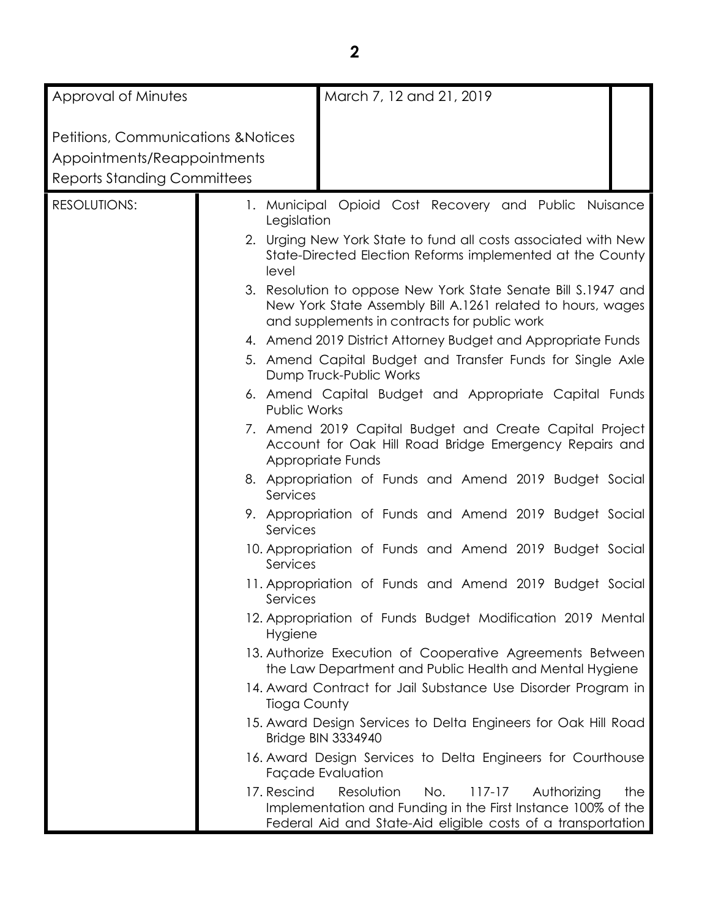| Approval of Minutes | March 7, 12 and 21, 2019 | |
|---|---|---|
| Petitions, Communications &Notices | | |
| Appointments/Reappointments | | |
| Reports Standing Committees | | |

| RESOLUTIONS: | |
|---|---|
| | 1. Municipal Opioid Cost Recovery and Public Nuisance Legislation |
| | 2. Urging New York State to fund all costs associated with New State-Directed Election Reforms implemented at the County level |
| | 3. Resolution to oppose New York State Senate Bill S.1947 and New York State Assembly Bill A.1261 related to hours, wages and supplements in contracts for public work |
| | 4. Amend 2019 District Attorney Budget and Appropriate Funds |
| | 5. Amend Capital Budget and Transfer Funds for Single Axle Dump Truck-Public Works |
| | 6. Amend Capital Budget and Appropriate Capital Funds Public Works |
| | 7. Amend 2019 Capital Budget and Create Capital Project Account for Oak Hill Road Bridge Emergency Repairs and Appropriate Funds |
| | 8. Appropriation of Funds and Amend 2019 Budget Social Services |
| | 9. Appropriation of Funds and Amend 2019 Budget Social Services |
| | 10. Appropriation of Funds and Amend 2019 Budget Social Services |
| | 11. Appropriation of Funds and Amend 2019 Budget Social Services |
| | 12. Appropriation of Funds Budget Modification 2019 Mental Hygiene |
| | 13. Authorize Execution of Cooperative Agreements Between the Law Department and Public Health and Mental Hygiene |
| | 14. Award Contract for Jail Substance Use Disorder Program in Tioga County |
| | 15. Award Design Services to Delta Engineers for Oak Hill Road Bridge BIN 3334940 |
| | 16. Award Design Services to Delta Engineers for Courthouse Façade Evaluation |
| | 17. Rescind Resolution No. 117-17 Authorizing the Implementation and Funding in the First Instance 100% of the Federal Aid and State-Aid eligible costs of a transportation |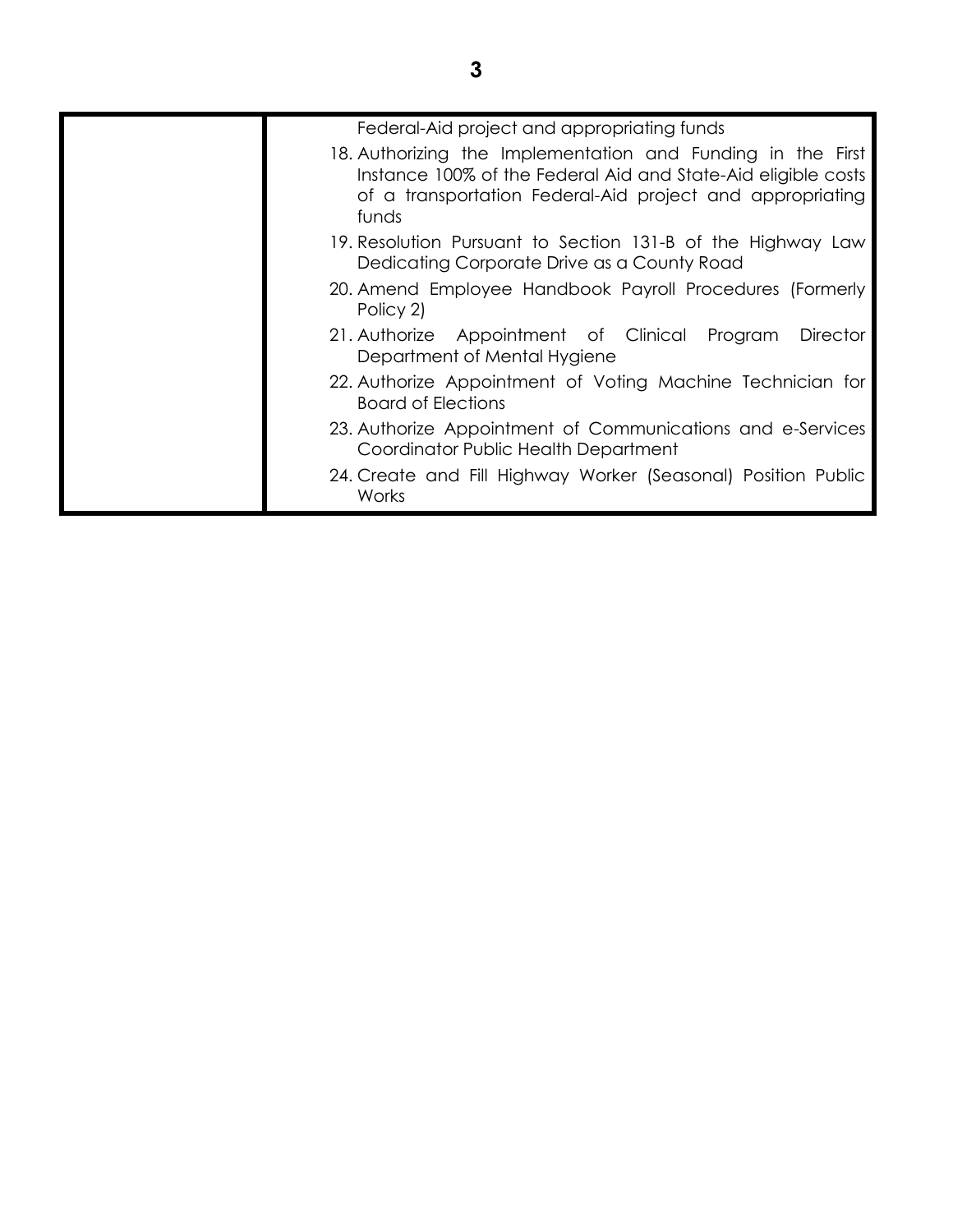| | |
|---|---|
| | Federal-Aid project and appropriating funds<br>18. Authorizing the Implementation and Funding in the First Instance 100% of the Federal Aid and State-Aid eligible costs of a transportation Federal-Aid project and appropriating funds<br>19. Resolution Pursuant to Section 131-B of the Highway Law Dedicating Corporate Drive as a County Road<br>20. Amend Employee Handbook Payroll Procedures (Formerly Policy 2)<br>21. Authorize Appointment of Clinical Program Director Department of Mental Hygiene<br>22. Authorize Appointment of Voting Machine Technician for Board of Elections<br>23. Authorize Appointment of Communications and e-Services Coordinator Public Health Department<br>24. Create and Fill Highway Worker (Seasonal) Position Public Works |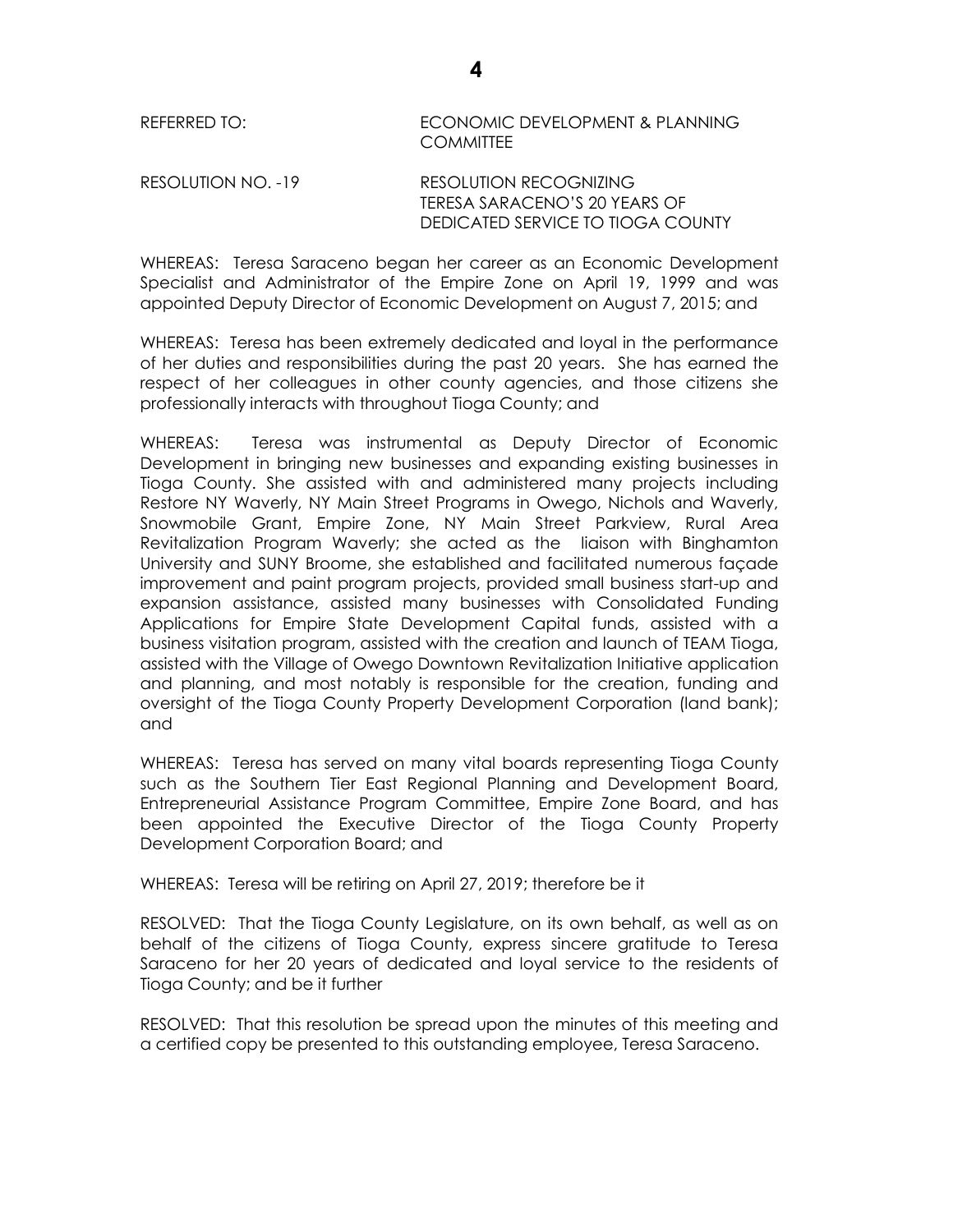REFERRED TO: ECONOMIC DEVELOPMENT & PLANNING COMMITTEE

RESOLUTION NO. -19 RESOLUTION RECOGNIZING TERESA SARACENO'S 20 YEARS OF DEDICATED SERVICE TO TIOGA COUNTY

WHEREAS: Teresa Saraceno began her career as an Economic Development Specialist and Administrator of the Empire Zone on April 19, 1999 and was appointed Deputy Director of Economic Development on August 7, 2015; and

WHEREAS: Teresa has been extremely dedicated and loyal in the performance of her duties and responsibilities during the past 20 years. She has earned the respect of her colleagues in other county agencies, and those citizens she professionally interacts with throughout Tioga County; and

WHEREAS: Teresa was instrumental as Deputy Director of Economic Development in bringing new businesses and expanding existing businesses in Tioga County. She assisted with and administered many projects including Restore NY Waverly, NY Main Street Programs in Owego, Nichols and Waverly, Snowmobile Grant, Empire Zone, NY Main Street Parkview, Rural Area Revitalization Program Waverly; she acted as the liaison with Binghamton University and SUNY Broome, she established and facilitated numerous façade improvement and paint program projects, provided small business start-up and expansion assistance, assisted many businesses with Consolidated Funding Applications for Empire State Development Capital funds, assisted with a business visitation program, assisted with the creation and launch of TEAM Tioga, assisted with the Village of Owego Downtown Revitalization Initiative application and planning, and most notably is responsible for the creation, funding and oversight of the Tioga County Property Development Corporation (land bank); and

WHEREAS: Teresa has served on many vital boards representing Tioga County such as the Southern Tier East Regional Planning and Development Board, Entrepreneurial Assistance Program Committee, Empire Zone Board, and has been appointed the Executive Director of the Tioga County Property Development Corporation Board; and

WHEREAS: Teresa will be retiring on April 27, 2019; therefore be it

RESOLVED: That the Tioga County Legislature, on its own behalf, as well as on behalf of the citizens of Tioga County, express sincere gratitude to Teresa Saraceno for her 20 years of dedicated and loyal service to the residents of Tioga County; and be it further

RESOLVED: That this resolution be spread upon the minutes of this meeting and a certified copy be presented to this outstanding employee, Teresa Saraceno.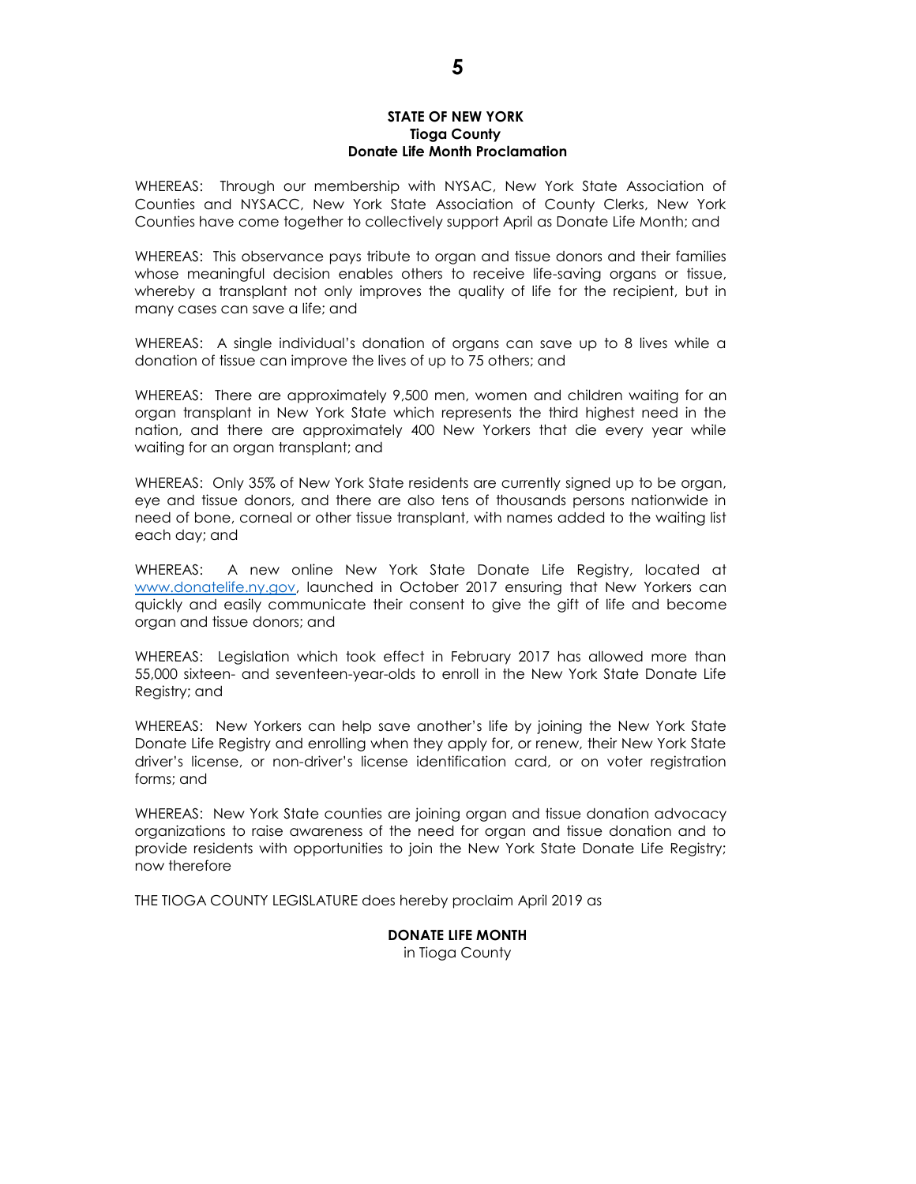**STATE OF NEW YORK**
**Tioga County**
**Donate Life Month Proclamation**

WHEREAS: Through our membership with NYSAC, New York State Association of Counties and NYSACC, New York State Association of County Clerks, New York Counties have come together to collectively support April as Donate Life Month; and

WHEREAS: This observance pays tribute to organ and tissue donors and their families whose meaningful decision enables others to receive life-saving organs or tissue, whereby a transplant not only improves the quality of life for the recipient, but in many cases can save a life; and

WHEREAS: A single individual's donation of organs can save up to 8 lives while a donation of tissue can improve the lives of up to 75 others; and

WHEREAS: There are approximately 9,500 men, women and children waiting for an organ transplant in New York State which represents the third highest need in the nation, and there are approximately 400 New Yorkers that die every year while waiting for an organ transplant; and

WHEREAS: Only 35% of New York State residents are currently signed up to be organ, eye and tissue donors, and there are also tens of thousands persons nationwide in need of bone, corneal or other tissue transplant, with names added to the waiting list each day; and

WHEREAS: A new online New York State Donate Life Registry, located at www.donatelife.ny.gov, launched in October 2017 ensuring that New Yorkers can quickly and easily communicate their consent to give the gift of life and become organ and tissue donors; and

WHEREAS: Legislation which took effect in February 2017 has allowed more than 55,000 sixteen- and seventeen-year-olds to enroll in the New York State Donate Life Registry; and

WHEREAS: New Yorkers can help save another's life by joining the New York State Donate Life Registry and enrolling when they apply for, or renew, their New York State driver's license, or non-driver's license identification card, or on voter registration forms; and

WHEREAS: New York State counties are joining organ and tissue donation advocacy organizations to raise awareness of the need for organ and tissue donation and to provide residents with opportunities to join the New York State Donate Life Registry; now therefore

THE TIOGA COUNTY LEGISLATURE does hereby proclaim April 2019 as

**DONATE LIFE MONTH**
in Tioga County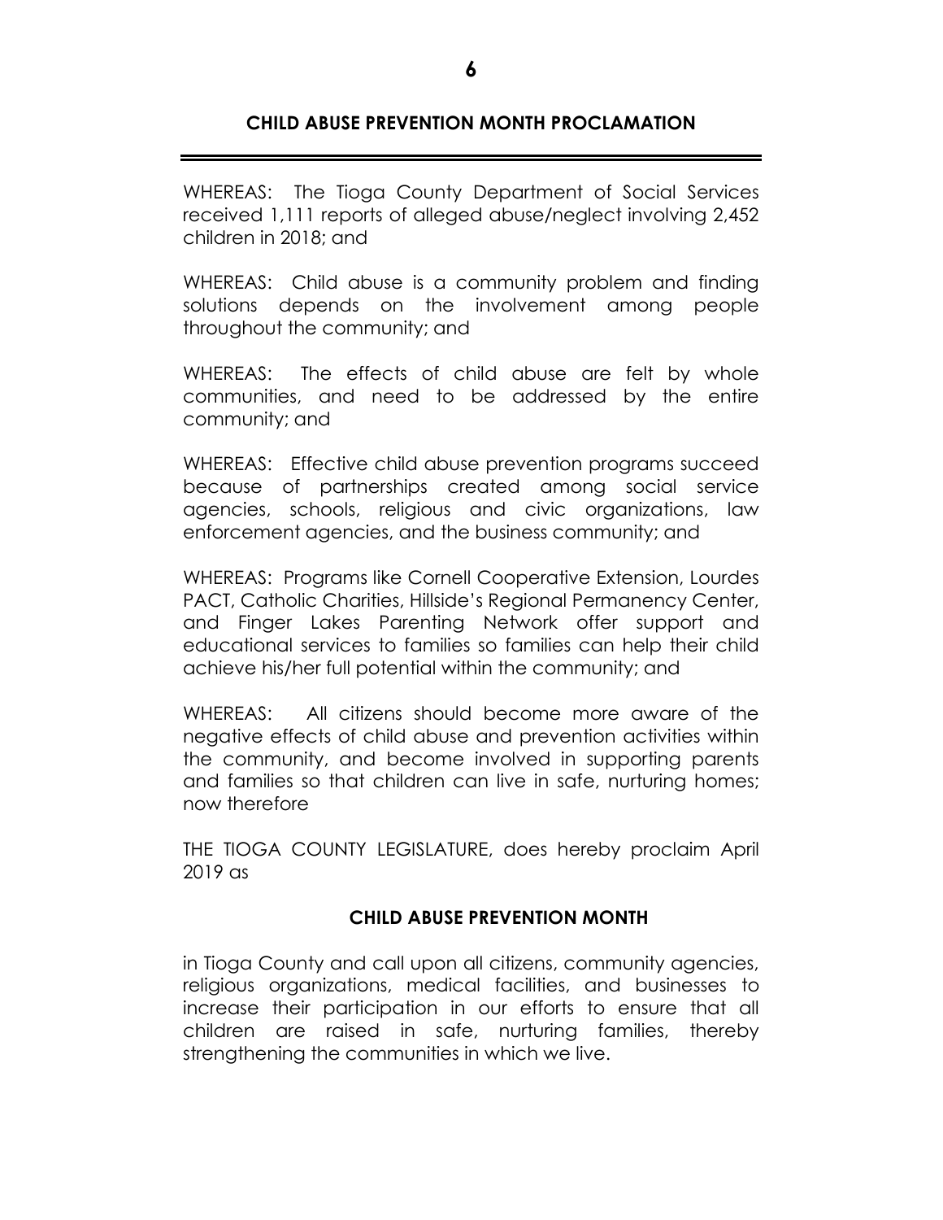# CHILD ABUSE PREVENTION MONTH PROCLAMATION

---

WHEREAS: The Tioga County Department of Social Services received 1,111 reports of alleged abuse/neglect involving 2,452 children in 2018; and

WHEREAS: Child abuse is a community problem and finding solutions depends on the involvement among people throughout the community; and

WHEREAS: The effects of child abuse are felt by whole communities, and need to be addressed by the entire community; and

WHEREAS: Effective child abuse prevention programs succeed because of partnerships created among social service agencies, schools, religious and civic organizations, law enforcement agencies, and the business community; and

WHEREAS: Programs like Cornell Cooperative Extension, Lourdes PACT, Catholic Charities, Hillside's Regional Permanency Center, and Finger Lakes Parenting Network offer support and educational services to families so families can help their child achieve his/her full potential within the community; and

WHEREAS: All citizens should become more aware of the negative effects of child abuse and prevention activities within the community, and become involved in supporting parents and families so that children can live in safe, nurturing homes; now therefore

THE TIOGA COUNTY LEGISLATURE, does hereby proclaim April 2019 as

**CHILD ABUSE PREVENTION MONTH**

in Tioga County and call upon all citizens, community agencies, religious organizations, medical facilities, and businesses to increase their participation in our efforts to ensure that all children are raised in safe, nurturing families, thereby strengthening the communities in which we live.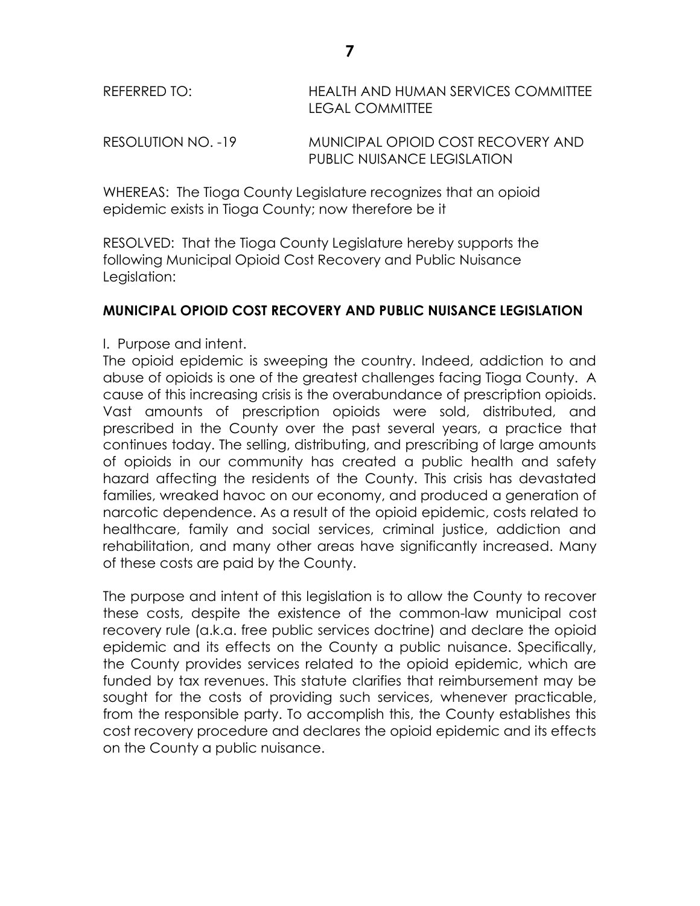REFERRED TO: HEALTH AND HUMAN SERVICES COMMITTEE
LEGAL COMMITTEE

RESOLUTION NO. -19 MUNICIPAL OPIOID COST RECOVERY AND PUBLIC NUISANCE LEGISLATION

WHEREAS: The Tioga County Legislature recognizes that an opioid epidemic exists in Tioga County; now therefore be it

RESOLVED: That the Tioga County Legislature hereby supports the following Municipal Opioid Cost Recovery and Public Nuisance Legislation:

**MUNICIPAL OPIOID COST RECOVERY AND PUBLIC NUISANCE LEGISLATION**

I. Purpose and intent.

The opioid epidemic is sweeping the country. Indeed, addiction to and abuse of opioids is one of the greatest challenges facing Tioga County. A cause of this increasing crisis is the overabundance of prescription opioids. Vast amounts of prescription opioids were sold, distributed, and prescribed in the County over the past several years, a practice that continues today. The selling, distributing, and prescribing of large amounts of opioids in our community has created a public health and safety hazard affecting the residents of the County. This crisis has devastated families, wreaked havoc on our economy, and produced a generation of narcotic dependence. As a result of the opioid epidemic, costs related to healthcare, family and social services, criminal justice, addiction and rehabilitation, and many other areas have significantly increased. Many of these costs are paid by the County.

The purpose and intent of this legislation is to allow the County to recover these costs, despite the existence of the common-law municipal cost recovery rule (a.k.a. free public services doctrine) and declare the opioid epidemic and its effects on the County a public nuisance. Specifically, the County provides services related to the opioid epidemic, which are funded by tax revenues. This statute clarifies that reimbursement may be sought for the costs of providing such services, whenever practicable, from the responsible party. To accomplish this, the County establishes this cost recovery procedure and declares the opioid epidemic and its effects on the County a public nuisance.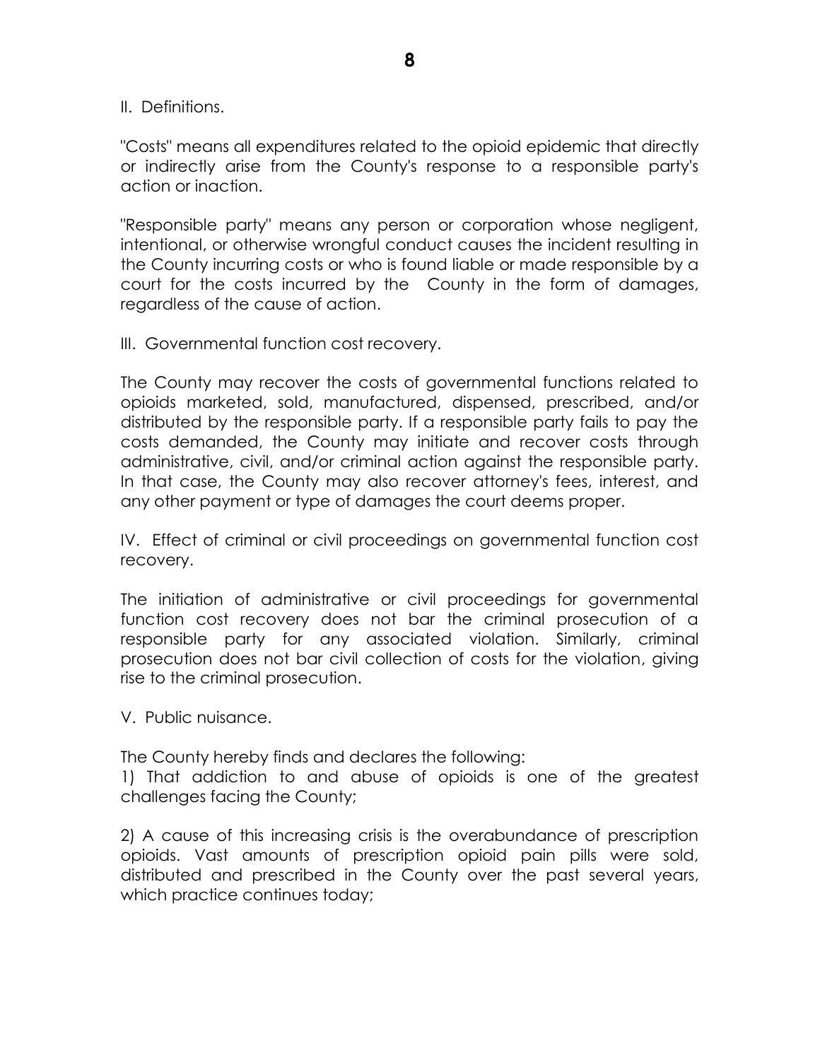II. Definitions.

"Costs" means all expenditures related to the opioid epidemic that directly or indirectly arise from the County's response to a responsible party's action or inaction.

"Responsible party" means any person or corporation whose negligent, intentional, or otherwise wrongful conduct causes the incident resulting in the County incurring costs or who is found liable or made responsible by a court for the costs incurred by the County in the form of damages, regardless of the cause of action.

III. Governmental function cost recovery.

The County may recover the costs of governmental functions related to opioids marketed, sold, manufactured, dispensed, prescribed, and/or distributed by the responsible party. If a responsible party fails to pay the costs demanded, the County may initiate and recover costs through administrative, civil, and/or criminal action against the responsible party. In that case, the County may also recover attorney's fees, interest, and any other payment or type of damages the court deems proper.

IV. Effect of criminal or civil proceedings on governmental function cost recovery.

The initiation of administrative or civil proceedings for governmental function cost recovery does not bar the criminal prosecution of a responsible party for any associated violation. Similarly, criminal prosecution does not bar civil collection of costs for the violation, giving rise to the criminal prosecution.

V. Public nuisance.

The County hereby finds and declares the following:

1) That addiction to and abuse of opioids is one of the greatest challenges facing the County;

2) A cause of this increasing crisis is the overabundance of prescription opioids. Vast amounts of prescription opioid pain pills were sold, distributed and prescribed in the County over the past several years, which practice continues today;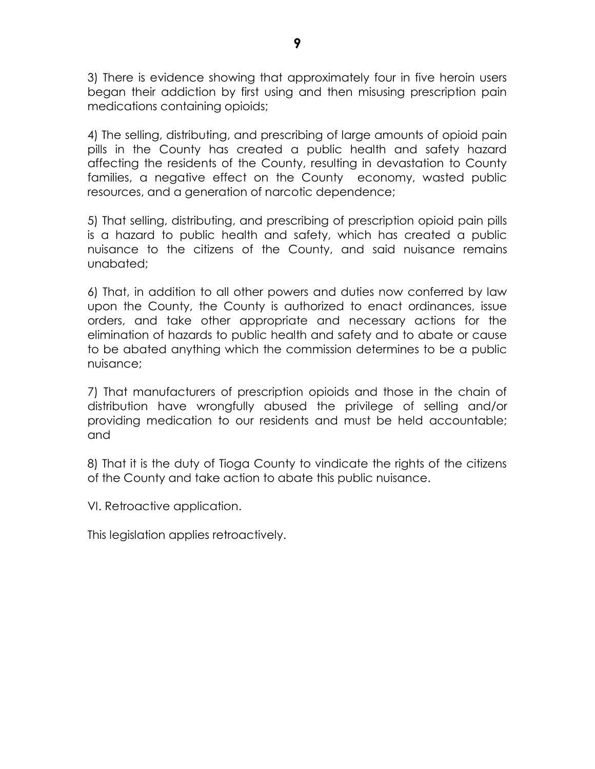3) There is evidence showing that approximately four in five heroin users began their addiction by first using and then misusing prescription pain medications containing opioids;

4) The selling, distributing, and prescribing of large amounts of opioid pain pills in the County has created a public health and safety hazard affecting the residents of the County, resulting in devastation to County families, a negative effect on the County economy, wasted public resources, and a generation of narcotic dependence;

5) That selling, distributing, and prescribing of prescription opioid pain pills is a hazard to public health and safety, which has created a public nuisance to the citizens of the County, and said nuisance remains unabated;

6) That, in addition to all other powers and duties now conferred by law upon the County, the County is authorized to enact ordinances, issue orders, and take other appropriate and necessary actions for the elimination of hazards to public health and safety and to abate or cause to be abated anything which the commission determines to be a public nuisance;

7) That manufacturers of prescription opioids and those in the chain of distribution have wrongfully abused the privilege of selling and/or providing medication to our residents and must be held accountable; and

8) That it is the duty of Tioga County to vindicate the rights of the citizens of the County and take action to abate this public nuisance.

VI. Retroactive application.

This legislation applies retroactively.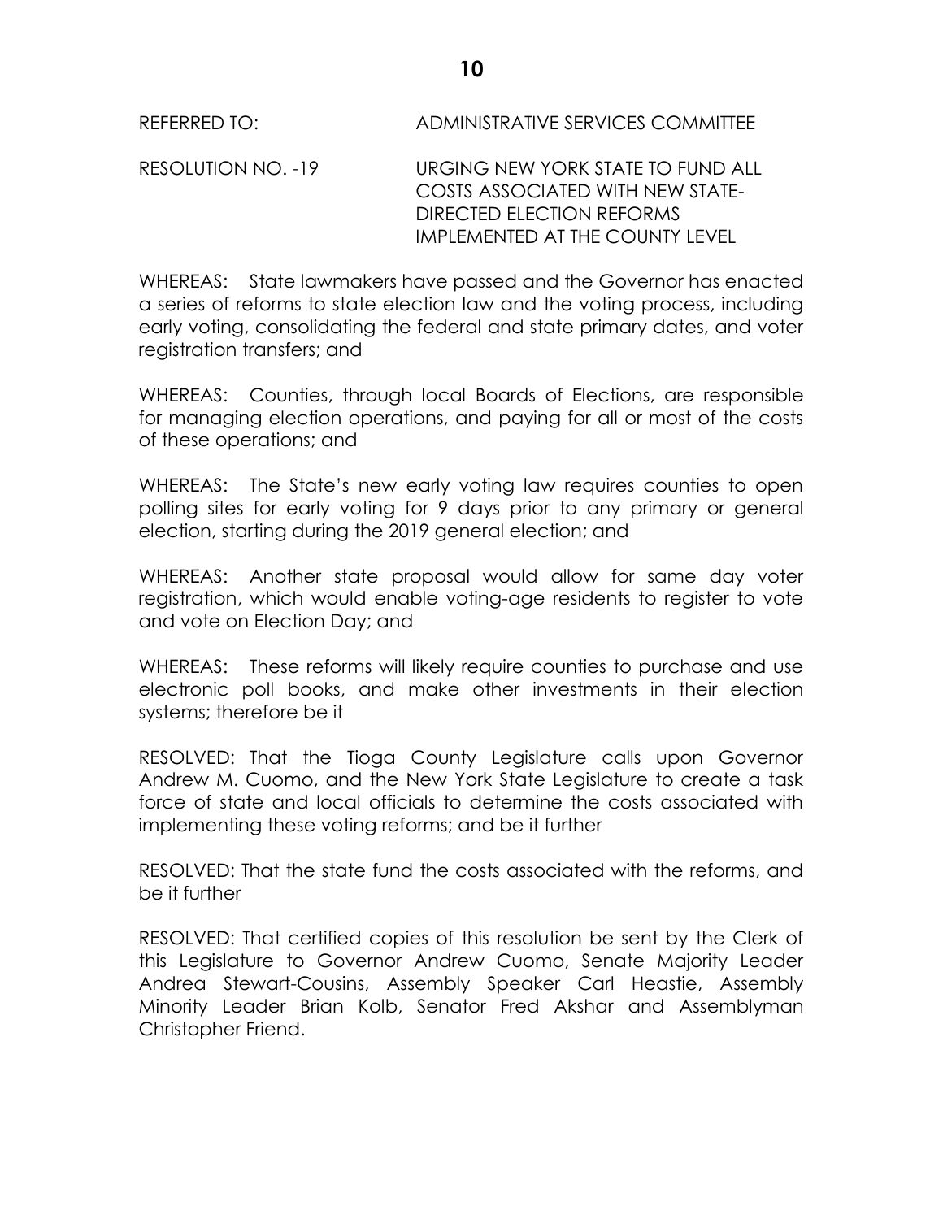REFERRED TO: ADMINISTRATIVE SERVICES COMMITTEE

RESOLUTION NO. -19 URGING NEW YORK STATE TO FUND ALL COSTS ASSOCIATED WITH NEW STATE-DIRECTED ELECTION REFORMS IMPLEMENTED AT THE COUNTY LEVEL

WHEREAS: State lawmakers have passed and the Governor has enacted a series of reforms to state election law and the voting process, including early voting, consolidating the federal and state primary dates, and voter registration transfers; and

WHEREAS: Counties, through local Boards of Elections, are responsible for managing election operations, and paying for all or most of the costs of these operations; and

WHEREAS: The State's new early voting law requires counties to open polling sites for early voting for 9 days prior to any primary or general election, starting during the 2019 general election; and

WHEREAS: Another state proposal would allow for same day voter registration, which would enable voting-age residents to register to vote and vote on Election Day; and

WHEREAS: These reforms will likely require counties to purchase and use electronic poll books, and make other investments in their election systems; therefore be it

RESOLVED: That the Tioga County Legislature calls upon Governor Andrew M. Cuomo, and the New York State Legislature to create a task force of state and local officials to determine the costs associated with implementing these voting reforms; and be it further

RESOLVED: That the state fund the costs associated with the reforms, and be it further

RESOLVED: That certified copies of this resolution be sent by the Clerk of this Legislature to Governor Andrew Cuomo, Senate Majority Leader Andrea Stewart-Cousins, Assembly Speaker Carl Heastie, Assembly Minority Leader Brian Kolb, Senator Fred Akshar and Assemblyman Christopher Friend.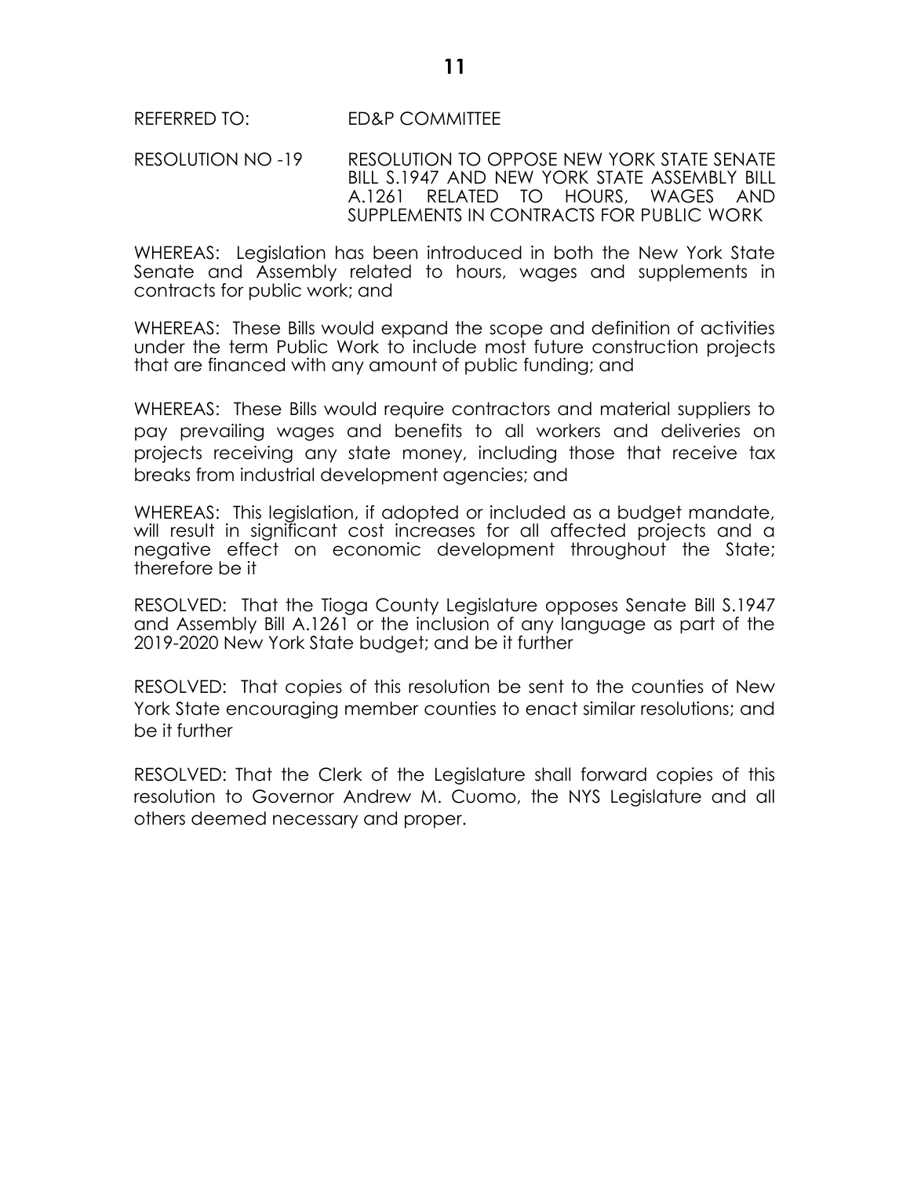REFERRED TO: ED&P COMMITTEE

RESOLUTION NO -19 RESOLUTION TO OPPOSE NEW YORK STATE SENATE BILL S.1947 AND NEW YORK STATE ASSEMBLY BILL A.1261 RELATED TO HOURS, WAGES AND SUPPLEMENTS IN CONTRACTS FOR PUBLIC WORK

WHEREAS: Legislation has been introduced in both the New York State Senate and Assembly related to hours, wages and supplements in contracts for public work; and

WHEREAS: These Bills would expand the scope and definition of activities under the term Public Work to include most future construction projects that are financed with any amount of public funding; and

WHEREAS: These Bills would require contractors and material suppliers to pay prevailing wages and benefits to all workers and deliveries on projects receiving any state money, including those that receive tax breaks from industrial development agencies; and

WHEREAS: This legislation, if adopted or included as a budget mandate, will result in significant cost increases for all affected projects and a negative effect on economic development throughout the State; therefore be it

RESOLVED: That the Tioga County Legislature opposes Senate Bill S.1947 and Assembly Bill A.1261 or the inclusion of any language as part of the 2019-2020 New York State budget; and be it further

RESOLVED: That copies of this resolution be sent to the counties of New York State encouraging member counties to enact similar resolutions; and be it further

RESOLVED: That the Clerk of the Legislature shall forward copies of this resolution to Governor Andrew M. Cuomo, the NYS Legislature and all others deemed necessary and proper.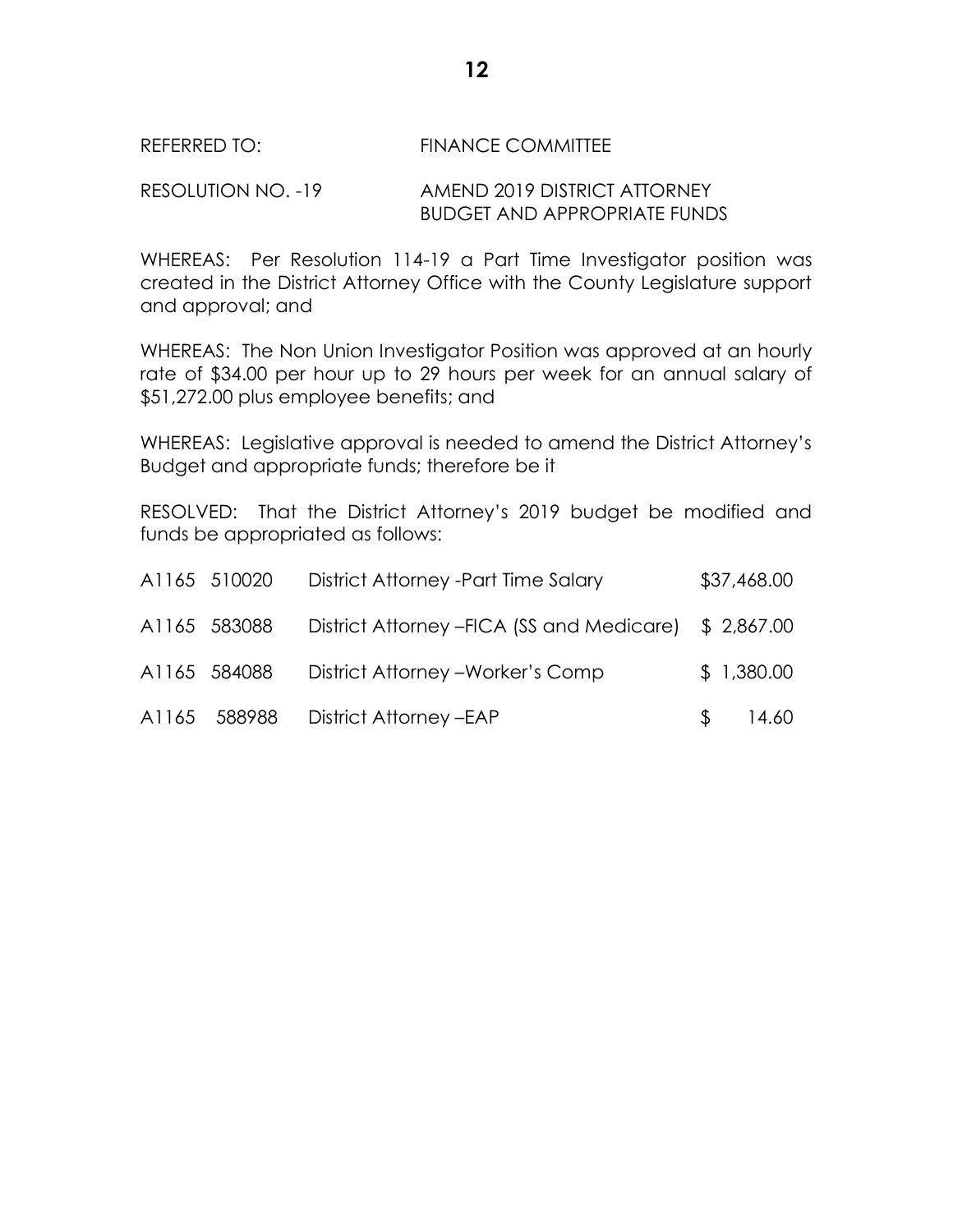REFERRED TO: FINANCE COMMITTEE

RESOLUTION NO. -19 AMEND 2019 DISTRICT ATTORNEY BUDGET AND APPROPRIATE FUNDS

WHEREAS: Per Resolution 114-19 a Part Time Investigator position was created in the District Attorney Office with the County Legislature support and approval; and

WHEREAS: The Non Union Investigator Position was approved at an hourly rate of $34.00 per hour up to 29 hours per week for an annual salary of $51,272.00 plus employee benefits; and

WHEREAS: Legislative approval is needed to amend the District Attorney's Budget and appropriate funds; therefore be it

RESOLVED: That the District Attorney's 2019 budget be modified and funds be appropriated as follows:

| | | | |
|---|---|---|---|
| A1165 | 510020 | District Attorney -Part Time Salary | $37,468.00 |
| A1165 | 583088 | District Attorney –FICA (SS and Medicare) | $ 2,867.00 |
| A1165 | 584088 | District Attorney –Worker's Comp | $ 1,380.00 |
| A1165 | 588988 | District Attorney –EAP | $ 14.60 |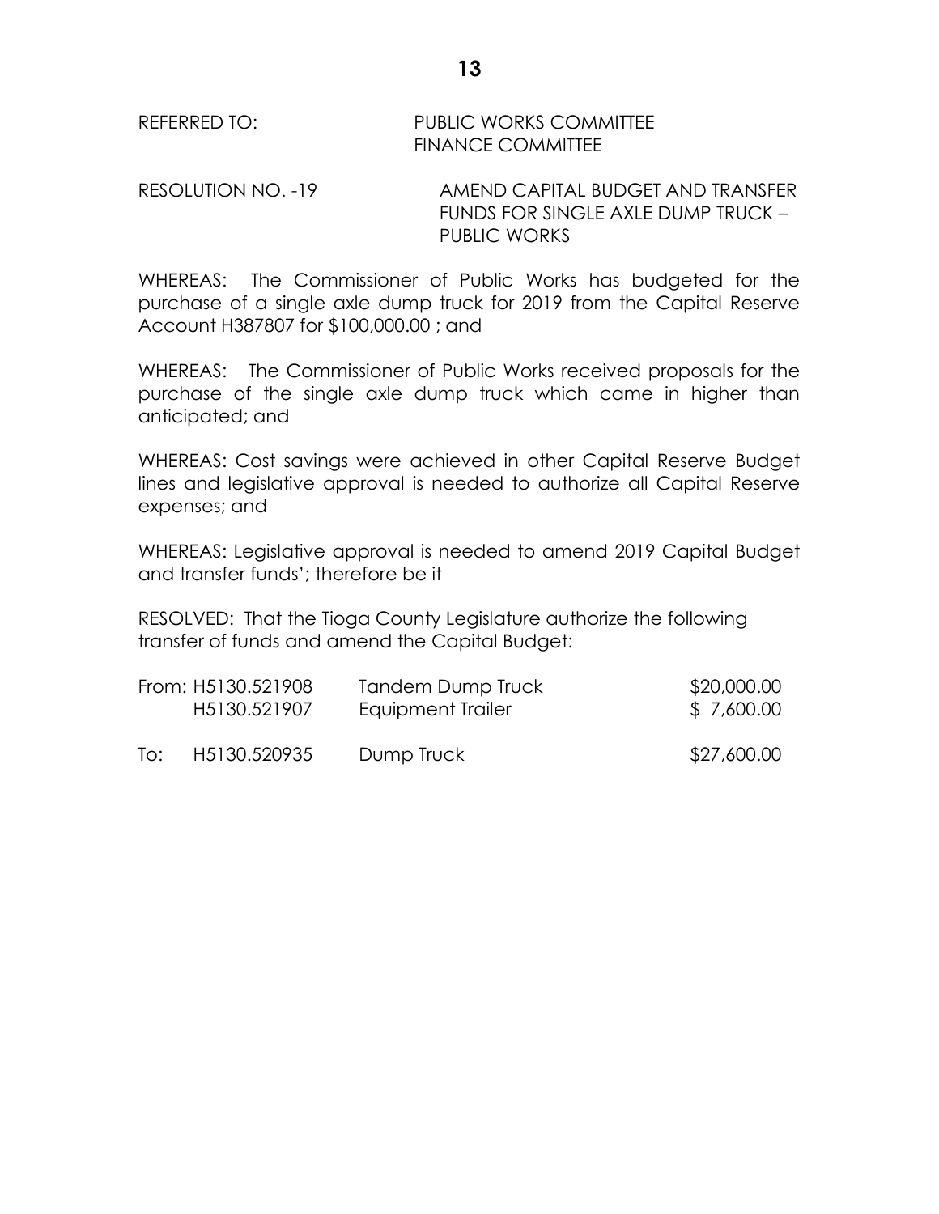REFERRED TO: PUBLIC WORKS COMMITTEE
FINANCE COMMITTEE

RESOLUTION NO. -19 AMEND CAPITAL BUDGET AND TRANSFER FUNDS FOR SINGLE AXLE DUMP TRUCK – PUBLIC WORKS

WHEREAS: The Commissioner of Public Works has budgeted for the purchase of a single axle dump truck for 2019 from the Capital Reserve Account H387807 for $100,000.00 ; and

WHEREAS: The Commissioner of Public Works received proposals for the purchase of the single axle dump truck which came in higher than anticipated; and

WHEREAS: Cost savings were achieved in other Capital Reserve Budget lines and legislative approval is needed to authorize all Capital Reserve expenses; and

WHEREAS: Legislative approval is needed to amend 2019 Capital Budget and transfer funds'; therefore be it

RESOLVED: That the Tioga County Legislature authorize the following transfer of funds and amend the Capital Budget:

| | | | |
|---|---|---|---|
| From: | H5130.521908 | Tandem Dump Truck | $20,000.00 |
| | H5130.521907 | Equipment Trailer | $ 7,600.00 |
| To: | H5130.520935 | Dump Truck | $27,600.00 |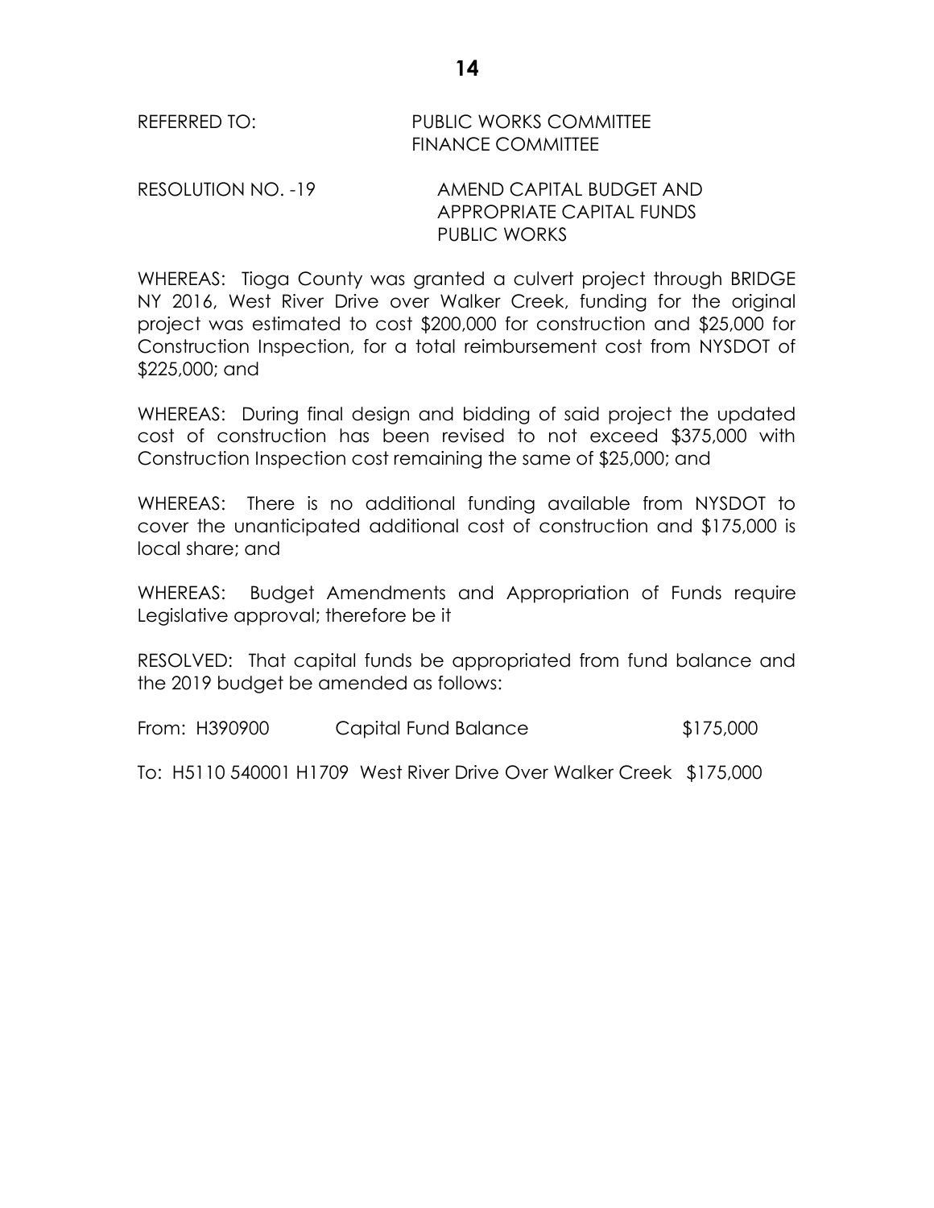REFERRED TO: PUBLIC WORKS COMMITTEE
FINANCE COMMITTEE

RESOLUTION NO. -19 AMEND CAPITAL BUDGET AND APPROPRIATE CAPITAL FUNDS PUBLIC WORKS

WHEREAS: Tioga County was granted a culvert project through BRIDGE NY 2016, West River Drive over Walker Creek, funding for the original project was estimated to cost $200,000 for construction and $25,000 for Construction Inspection, for a total reimbursement cost from NYSDOT of $225,000; and

WHEREAS: During final design and bidding of said project the updated cost of construction has been revised to not exceed $375,000 with Construction Inspection cost remaining the same of $25,000; and

WHEREAS: There is no additional funding available from NYSDOT to cover the unanticipated additional cost of construction and $175,000 is local share; and

WHEREAS: Budget Amendments and Appropriation of Funds require Legislative approval; therefore be it

RESOLVED: That capital funds be appropriated from fund balance and the 2019 budget be amended as follows:

From: H390900 Capital Fund Balance $175,000

To: H5110 540001 H1709 West River Drive Over Walker Creek $175,000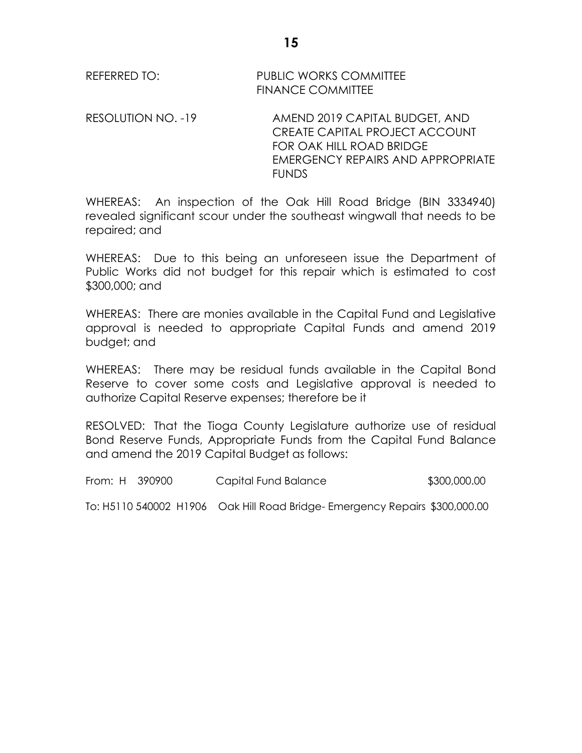REFERRED TO: PUBLIC WORKS COMMITTEE
FINANCE COMMITTEE

RESOLUTION NO. -19 AMEND 2019 CAPITAL BUDGET, AND CREATE CAPITAL PROJECT ACCOUNT FOR OAK HILL ROAD BRIDGE EMERGENCY REPAIRS AND APPROPRIATE FUNDS

WHEREAS: An inspection of the Oak Hill Road Bridge (BIN 3334940) revealed significant scour under the southeast wingwall that needs to be repaired; and

WHEREAS: Due to this being an unforeseen issue the Department of Public Works did not budget for this repair which is estimated to cost $300,000; and

WHEREAS: There are monies available in the Capital Fund and Legislative approval is needed to appropriate Capital Funds and amend 2019 budget; and

WHEREAS: There may be residual funds available in the Capital Bond Reserve to cover some costs and Legislative approval is needed to authorize Capital Reserve expenses; therefore be it

RESOLVED: That the Tioga County Legislature authorize use of residual Bond Reserve Funds, Appropriate Funds from the Capital Fund Balance and amend the 2019 Capital Budget as follows:

From: H 390900 Capital Fund Balance $300,000.00

To: H5110 540002 H1906 Oak Hill Road Bridge- Emergency Repairs $300,000.00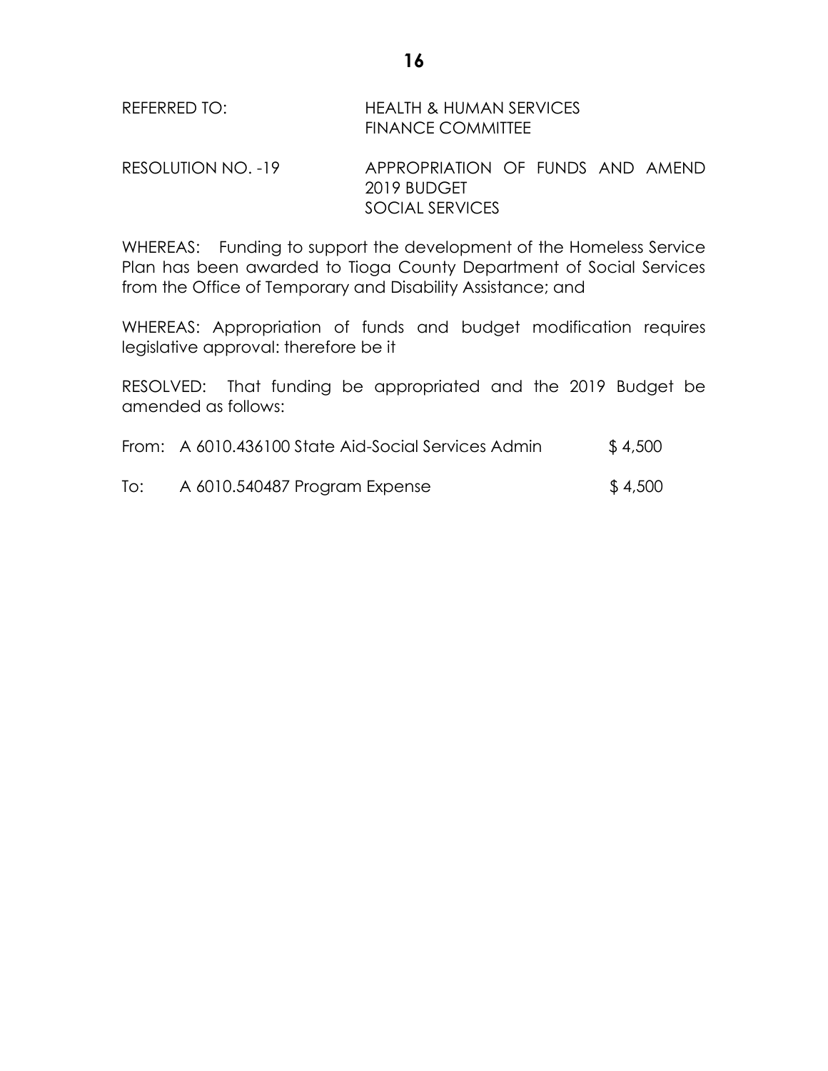REFERRED TO: HEALTH & HUMAN SERVICES
FINANCE COMMITTEE

RESOLUTION NO. -19 APPROPRIATION OF FUNDS AND AMEND 2019 BUDGET
SOCIAL SERVICES

WHEREAS: Funding to support the development of the Homeless Service Plan has been awarded to Tioga County Department of Social Services from the Office of Temporary and Disability Assistance; and

WHEREAS: Appropriation of funds and budget modification requires legislative approval: therefore be it

RESOLVED: That funding be appropriated and the 2019 Budget be amended as follows:

| | | |
|---|---|---|
| From: | A 6010.436100 State Aid-Social Services Admin | $ 4,500 |
| To: | A 6010.540487 Program Expense | $ 4,500 |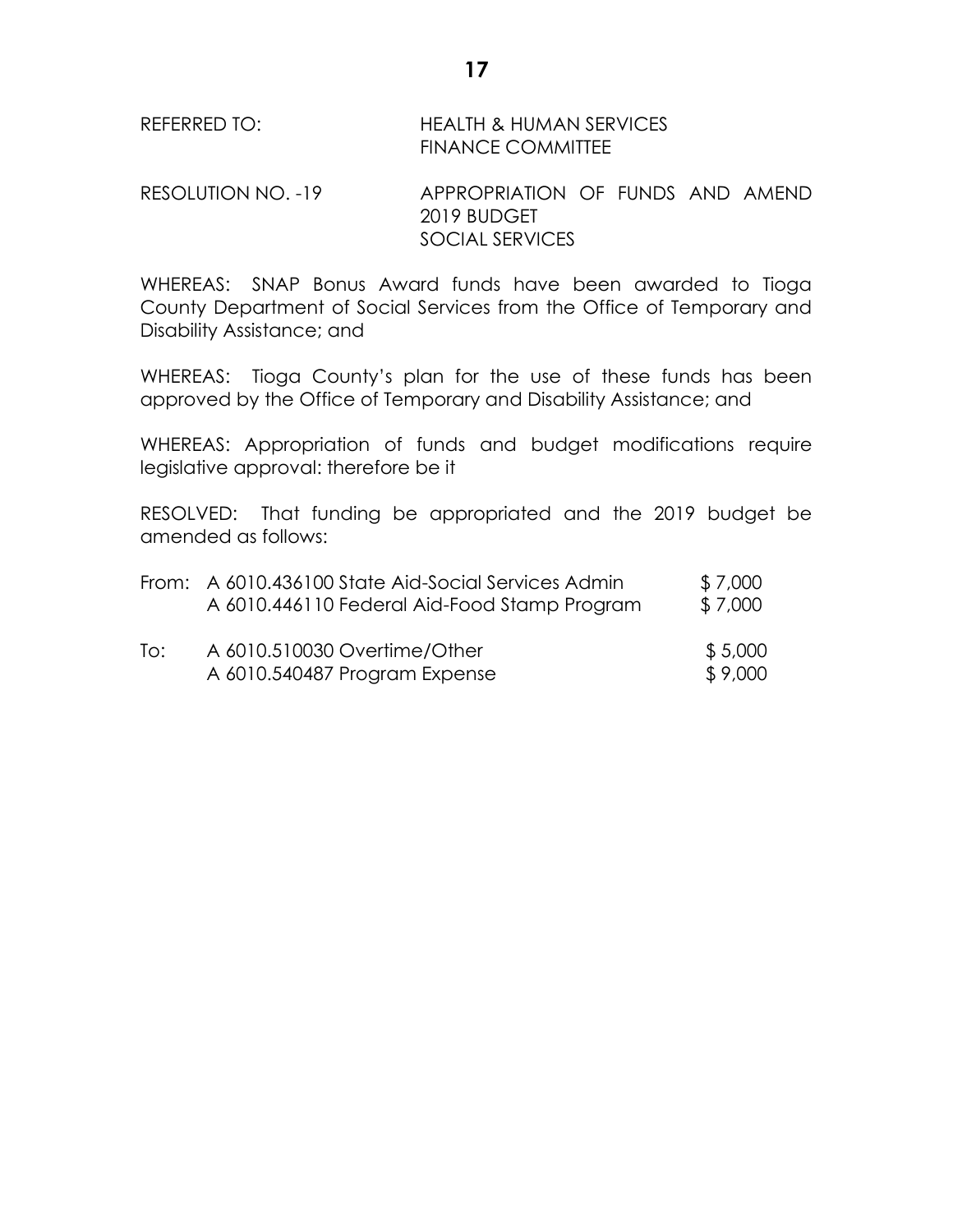REFERRED TO: HEALTH & HUMAN SERVICES
FINANCE COMMITTEE

RESOLUTION NO. -19 APPROPRIATION OF FUNDS AND AMEND 2019 BUDGET
SOCIAL SERVICES

WHEREAS: SNAP Bonus Award funds have been awarded to Tioga County Department of Social Services from the Office of Temporary and Disability Assistance; and

WHEREAS: Tioga County's plan for the use of these funds has been approved by the Office of Temporary and Disability Assistance; and

WHEREAS: Appropriation of funds and budget modifications require legislative approval: therefore be it

RESOLVED: That funding be appropriated and the 2019 budget be amended as follows:

| | | |
|---|---|---|
| From: | A 6010.436100 State Aid-Social Services Admin | $ 7,000 |
| | A 6010.446110 Federal Aid-Food Stamp Program | $ 7,000 |
| To: | A 6010.510030 Overtime/Other | $ 5,000 |
| | A 6010.540487 Program Expense | $ 9,000 |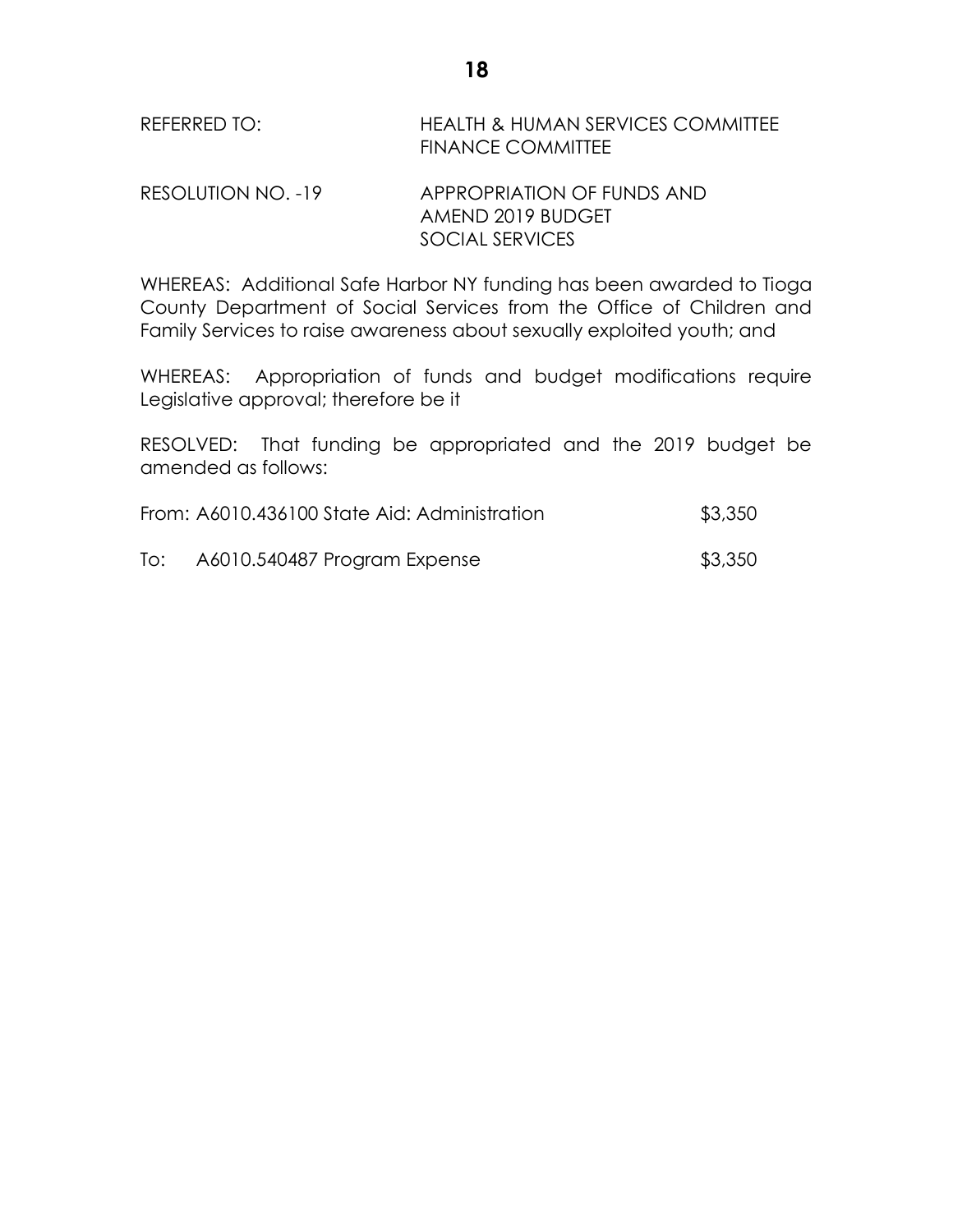REFERRED TO: HEALTH & HUMAN SERVICES COMMITTEE
FINANCE COMMITTEE

RESOLUTION NO. -19 APPROPRIATION OF FUNDS AND AMEND 2019 BUDGET SOCIAL SERVICES

WHEREAS: Additional Safe Harbor NY funding has been awarded to Tioga County Department of Social Services from the Office of Children and Family Services to raise awareness about sexually exploited youth; and

WHEREAS: Appropriation of funds and budget modifications require Legislative approval; therefore be it

RESOLVED: That funding be appropriated and the 2019 budget be amended as follows:

From: A6010.436100 State Aid: Administration $3,350

To: A6010.540487 Program Expense $3,350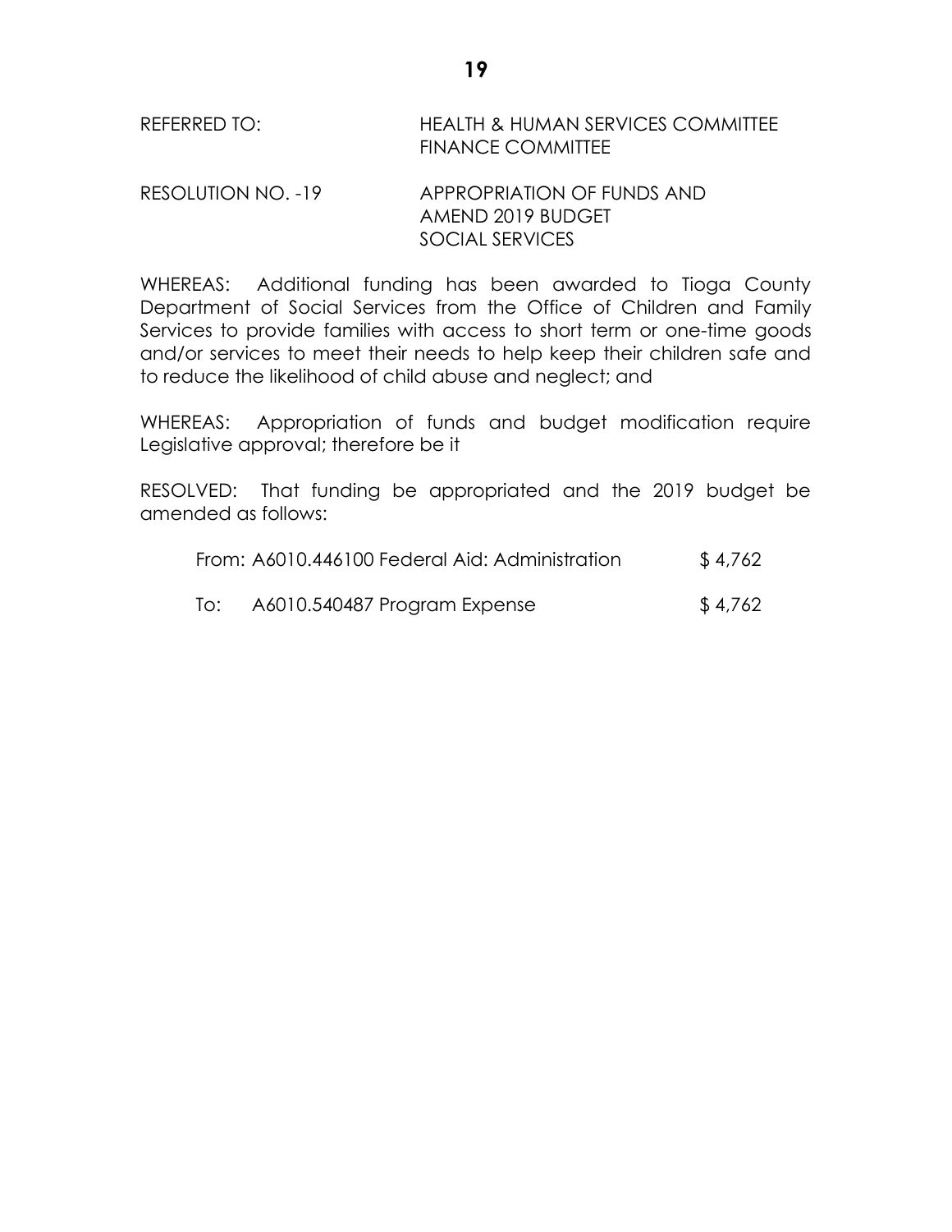REFERRED TO: HEALTH & HUMAN SERVICES COMMITTEE
FINANCE COMMITTEE

RESOLUTION NO. -19 APPROPRIATION OF FUNDS AND
AMEND 2019 BUDGET
SOCIAL SERVICES

WHEREAS: Additional funding has been awarded to Tioga County Department of Social Services from the Office of Children and Family Services to provide families with access to short term or one-time goods and/or services to meet their needs to help keep their children safe and to reduce the likelihood of child abuse and neglect; and

WHEREAS: Appropriation of funds and budget modification require Legislative approval; therefore be it

RESOLVED: That funding be appropriated and the 2019 budget be amended as follows:

From: A6010.446100 Federal Aid: Administration $ 4,762

To: A6010.540487 Program Expense $ 4,762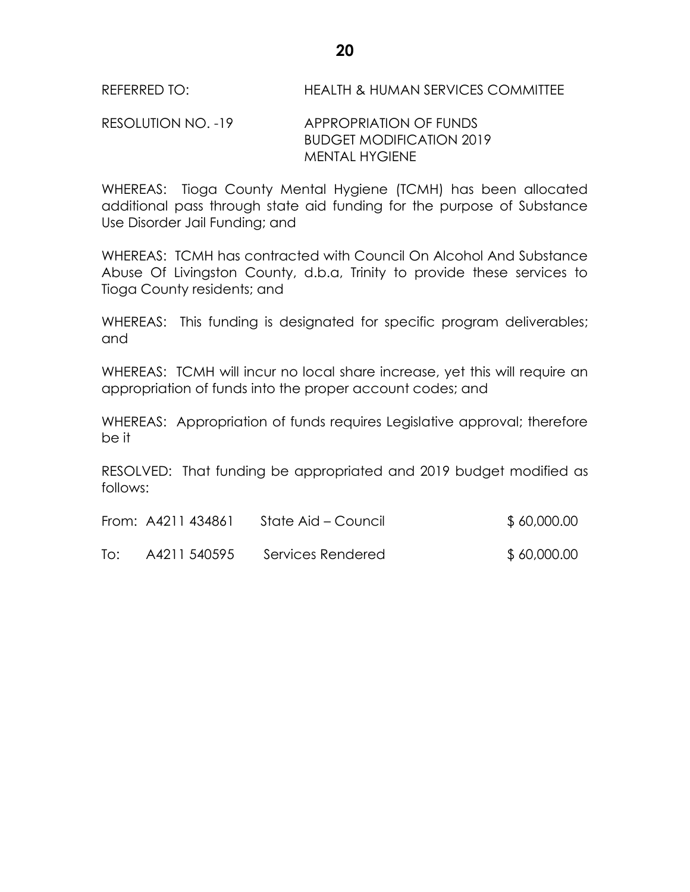REFERRED TO: HEALTH & HUMAN SERVICES COMMITTEE

RESOLUTION NO. -19 APPROPRIATION OF FUNDS
BUDGET MODIFICATION 2019
MENTAL HYGIENE

WHEREAS: Tioga County Mental Hygiene (TCMH) has been allocated additional pass through state aid funding for the purpose of Substance Use Disorder Jail Funding; and

WHEREAS: TCMH has contracted with Council On Alcohol And Substance Abuse Of Livingston County, d.b.a, Trinity to provide these services to Tioga County residents; and

WHEREAS: This funding is designated for specific program deliverables; and

WHEREAS: TCMH will incur no local share increase, yet this will require an appropriation of funds into the proper account codes; and

WHEREAS: Appropriation of funds requires Legislative approval; therefore be it

RESOLVED: That funding be appropriated and 2019 budget modified as follows:

| | | | |
|---|---|---|---|
| From: | A4211 434861 | State Aid – Council | $ 60,000.00 |
| To: | A4211 540595 | Services Rendered | $ 60,000.00 |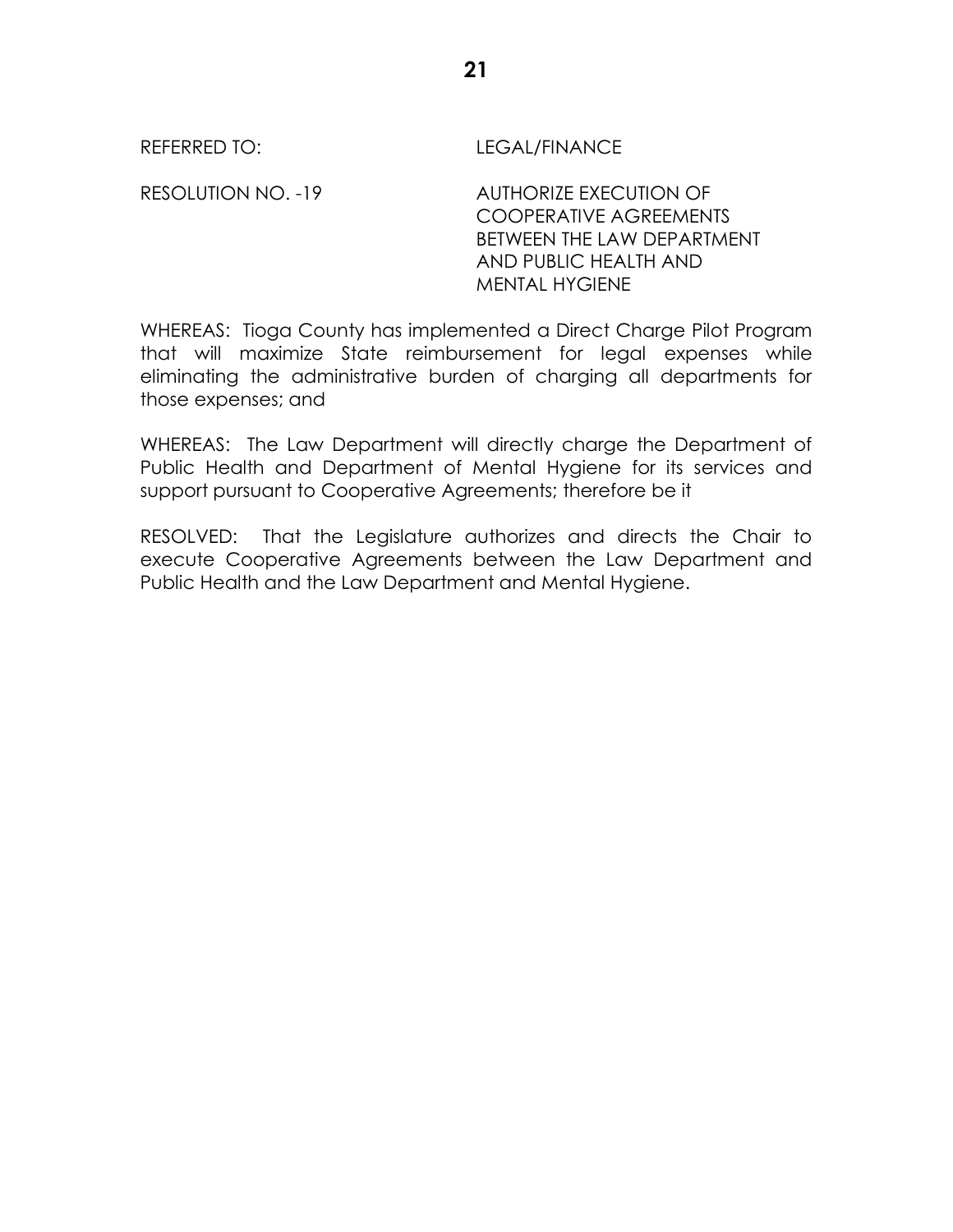REFERRED TO: LEGAL/FINANCE

RESOLUTION NO. -19 AUTHORIZE EXECUTION OF COOPERATIVE AGREEMENTS BETWEEN THE LAW DEPARTMENT AND PUBLIC HEALTH AND MENTAL HYGIENE

WHEREAS: Tioga County has implemented a Direct Charge Pilot Program that will maximize State reimbursement for legal expenses while eliminating the administrative burden of charging all departments for those expenses; and

WHEREAS: The Law Department will directly charge the Department of Public Health and Department of Mental Hygiene for its services and support pursuant to Cooperative Agreements; therefore be it

RESOLVED: That the Legislature authorizes and directs the Chair to execute Cooperative Agreements between the Law Department and Public Health and the Law Department and Mental Hygiene.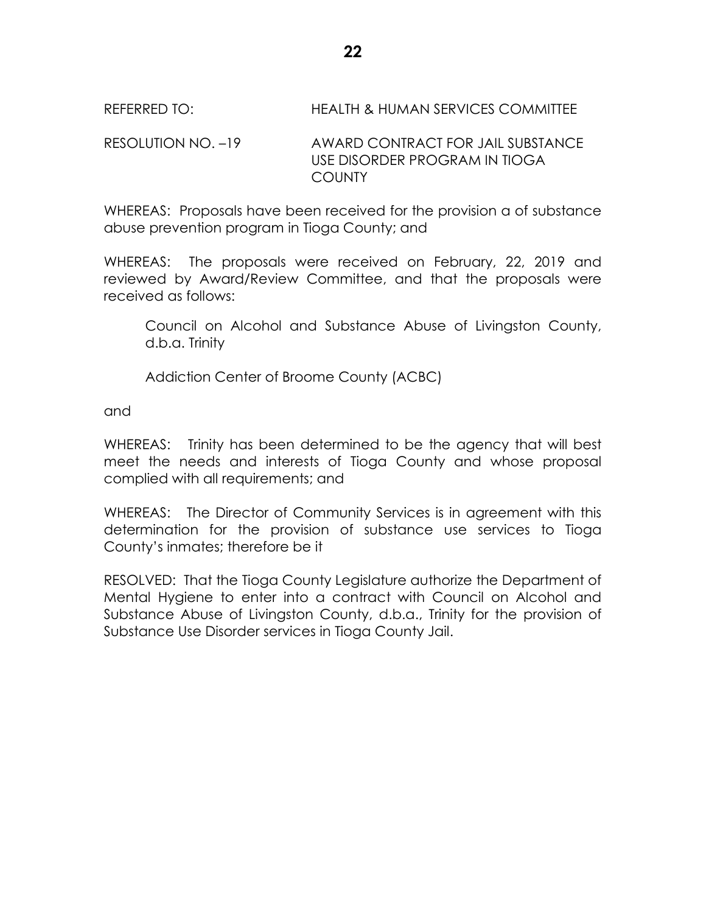REFERRED TO: HEALTH & HUMAN SERVICES COMMITTEE

RESOLUTION NO. –19 AWARD CONTRACT FOR JAIL SUBSTANCE USE DISORDER PROGRAM IN TIOGA COUNTY

WHEREAS: Proposals have been received for the provision a of substance abuse prevention program in Tioga County; and

WHEREAS: The proposals were received on February, 22, 2019 and reviewed by Award/Review Committee, and that the proposals were received as follows:

Council on Alcohol and Substance Abuse of Livingston County, d.b.a. Trinity

Addiction Center of Broome County (ACBC)

and

WHEREAS: Trinity has been determined to be the agency that will best meet the needs and interests of Tioga County and whose proposal complied with all requirements; and

WHEREAS: The Director of Community Services is in agreement with this determination for the provision of substance use services to Tioga County's inmates; therefore be it

RESOLVED: That the Tioga County Legislature authorize the Department of Mental Hygiene to enter into a contract with Council on Alcohol and Substance Abuse of Livingston County, d.b.a., Trinity for the provision of Substance Use Disorder services in Tioga County Jail.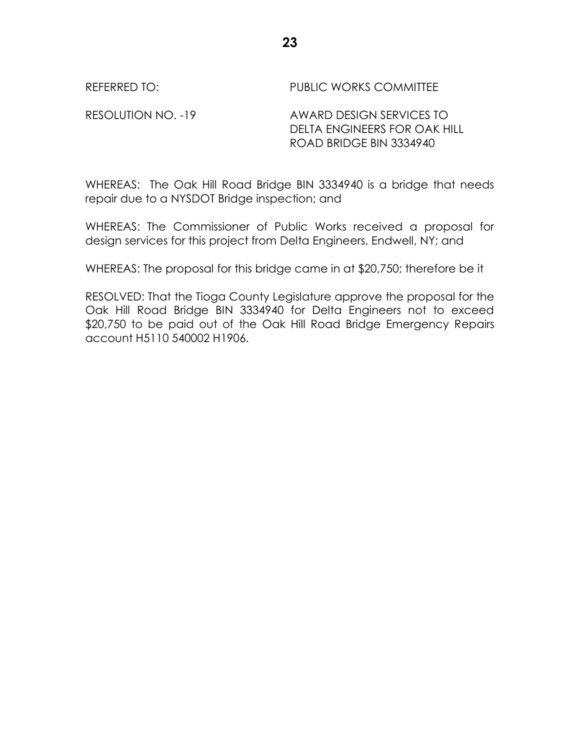REFERRED TO: PUBLIC WORKS COMMITTEE

RESOLUTION NO. -19 AWARD DESIGN SERVICES TO DELTA ENGINEERS FOR OAK HILL ROAD BRIDGE BIN 3334940

WHEREAS: The Oak Hill Road Bridge BIN 3334940 is a bridge that needs repair due to a NYSDOT Bridge inspection; and

WHEREAS: The Commissioner of Public Works received a proposal for design services for this project from Delta Engineers, Endwell, NY; and

WHEREAS: The proposal for this bridge came in at $20,750; therefore be it

RESOLVED: That the Tioga County Legislature approve the proposal for the Oak Hill Road Bridge BIN 3334940 for Delta Engineers not to exceed $20,750 to be paid out of the Oak Hill Road Bridge Emergency Repairs account H5110 540002 H1906.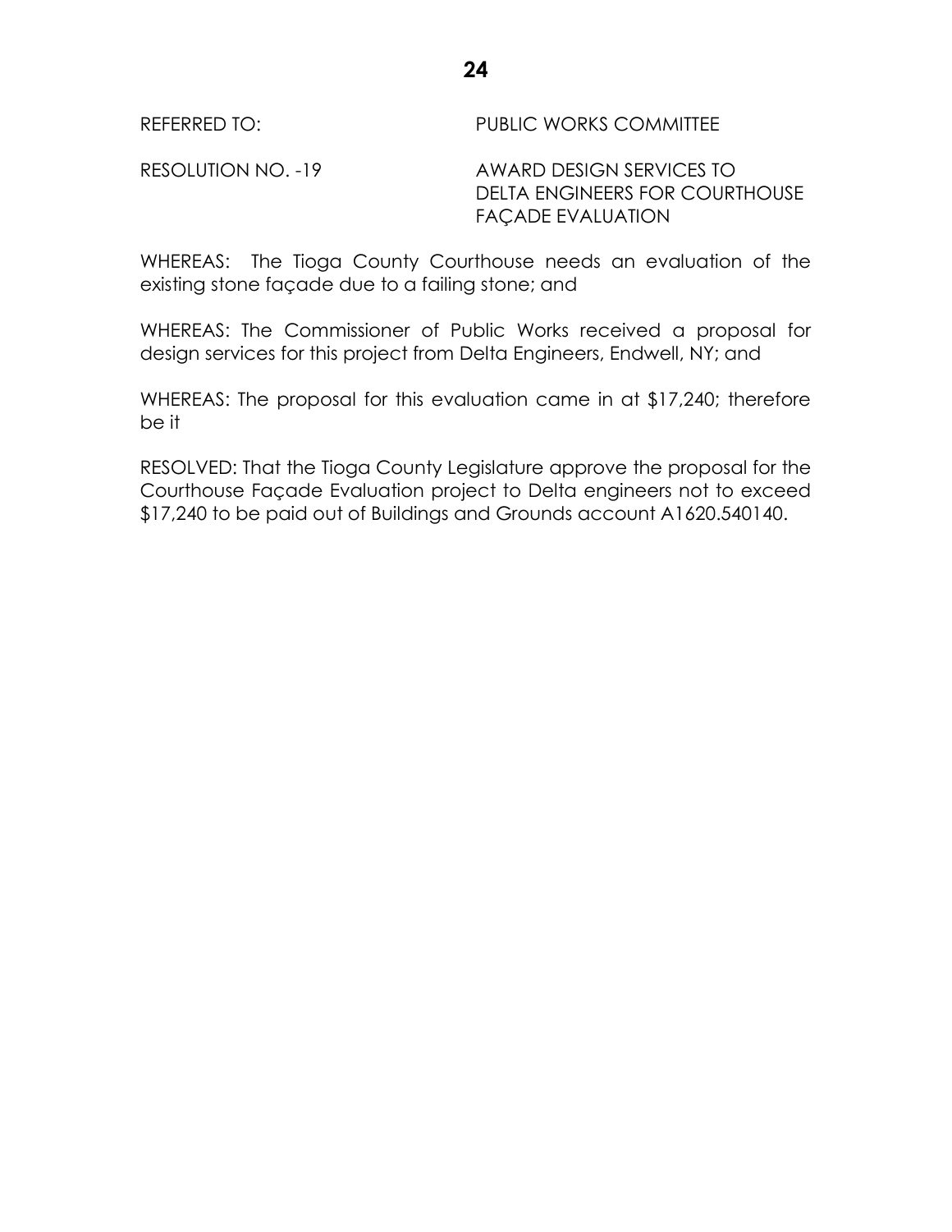REFERRED TO: PUBLIC WORKS COMMITTEE

RESOLUTION NO. -19 AWARD DESIGN SERVICES TO DELTA ENGINEERS FOR COURTHOUSE FAÇADE EVALUATION

WHEREAS: The Tioga County Courthouse needs an evaluation of the existing stone façade due to a failing stone; and

WHEREAS: The Commissioner of Public Works received a proposal for design services for this project from Delta Engineers, Endwell, NY; and

WHEREAS: The proposal for this evaluation came in at $17,240; therefore be it

RESOLVED: That the Tioga County Legislature approve the proposal for the Courthouse Façade Evaluation project to Delta engineers not to exceed $17,240 to be paid out of Buildings and Grounds account A1620.540140.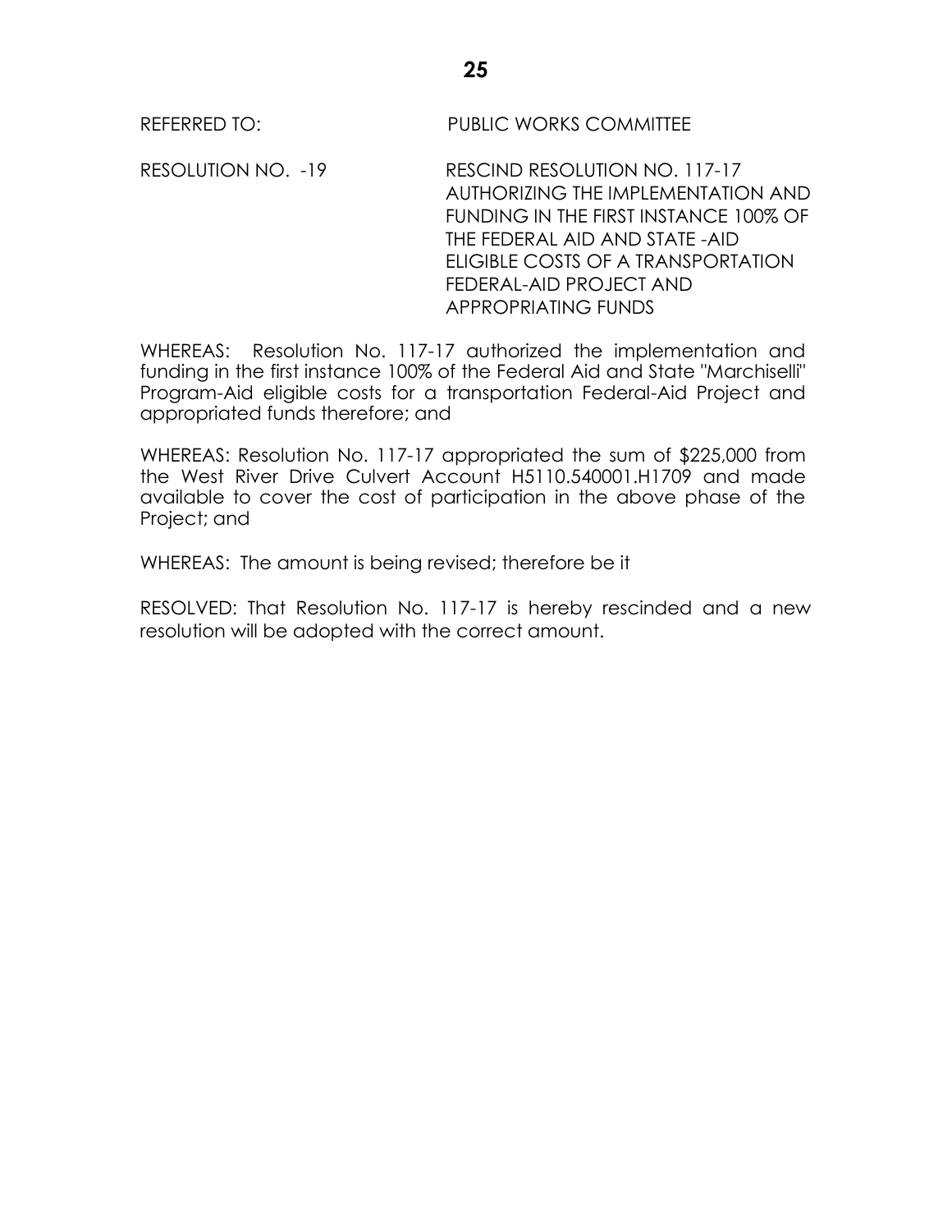REFERRED TO: PUBLIC WORKS COMMITTEE

RESOLUTION NO. -19 RESCIND RESOLUTION NO. 117-17 AUTHORIZING THE IMPLEMENTATION AND FUNDING IN THE FIRST INSTANCE 100% OF THE FEDERAL AID AND STATE -AID ELIGIBLE COSTS OF A TRANSPORTATION FEDERAL-AID PROJECT AND APPROPRIATING FUNDS

WHEREAS: Resolution No. 117-17 authorized the implementation and funding in the first instance 100% of the Federal Aid and State "Marchiselli" Program-Aid eligible costs for a transportation Federal-Aid Project and appropriated funds therefore; and

WHEREAS: Resolution No. 117-17 appropriated the sum of $225,000 from the West River Drive Culvert Account H5110.540001.H1709 and made available to cover the cost of participation in the above phase of the Project; and

WHEREAS: The amount is being revised; therefore be it

RESOLVED: That Resolution No. 117-17 is hereby rescinded and a new resolution will be adopted with the correct amount.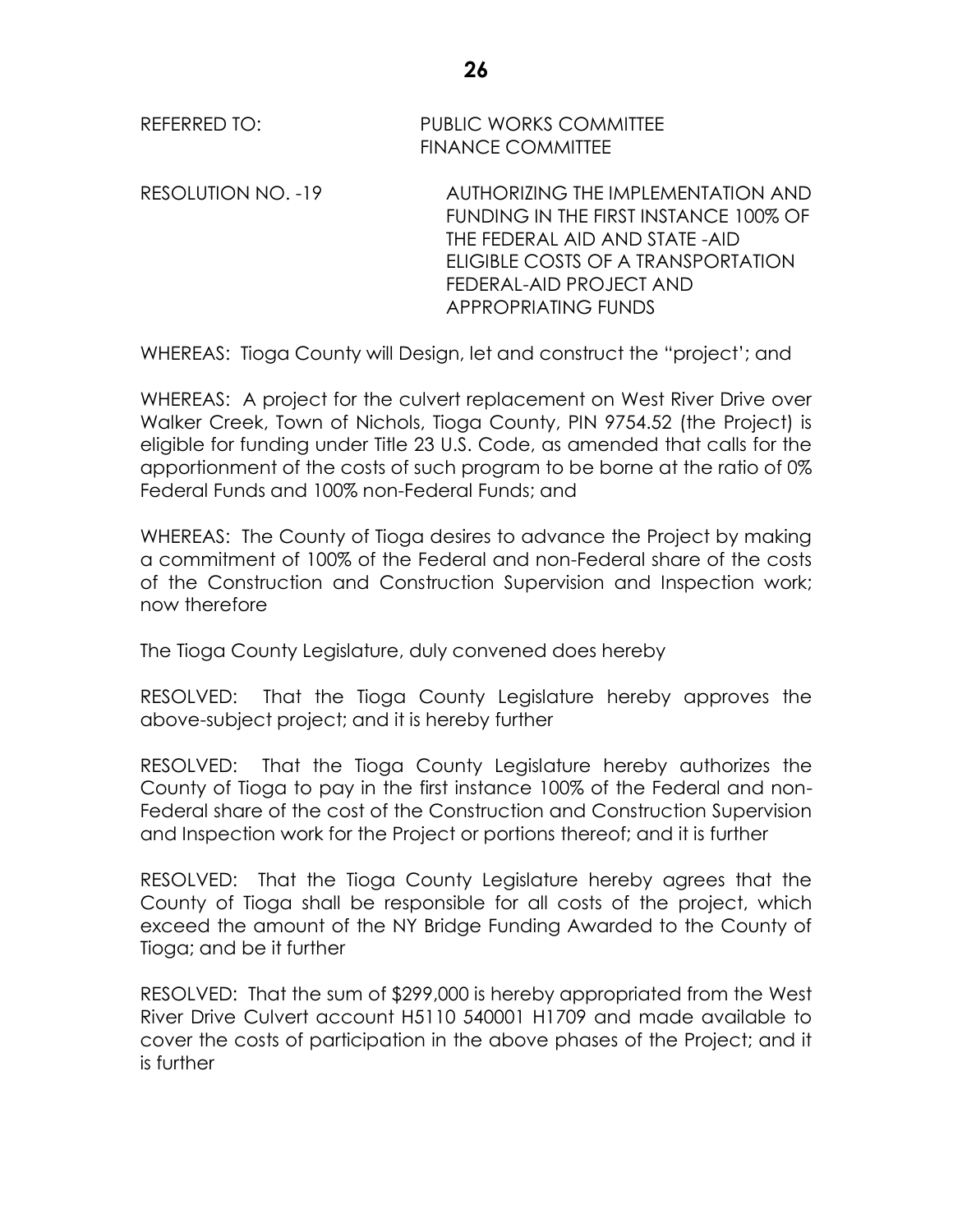REFERRED TO: PUBLIC WORKS COMMITTEE
FINANCE COMMITTEE

RESOLUTION NO. -19 AUTHORIZING THE IMPLEMENTATION AND FUNDING IN THE FIRST INSTANCE 100% OF THE FEDERAL AID AND STATE -AID ELIGIBLE COSTS OF A TRANSPORTATION FEDERAL-AID PROJECT AND APPROPRIATING FUNDS

WHEREAS: Tioga County will Design, let and construct the "project'; and

WHEREAS: A project for the culvert replacement on West River Drive over Walker Creek, Town of Nichols, Tioga County, PIN 9754.52 (the Project) is eligible for funding under Title 23 U.S. Code, as amended that calls for the apportionment of the costs of such program to be borne at the ratio of 0% Federal Funds and 100% non-Federal Funds; and

WHEREAS: The County of Tioga desires to advance the Project by making a commitment of 100% of the Federal and non-Federal share of the costs of the Construction and Construction Supervision and Inspection work; now therefore

The Tioga County Legislature, duly convened does hereby

RESOLVED: That the Tioga County Legislature hereby approves the above-subject project; and it is hereby further

RESOLVED: That the Tioga County Legislature hereby authorizes the County of Tioga to pay in the first instance 100% of the Federal and non-Federal share of the cost of the Construction and Construction Supervision and Inspection work for the Project or portions thereof; and it is further

RESOLVED: That the Tioga County Legislature hereby agrees that the County of Tioga shall be responsible for all costs of the project, which exceed the amount of the NY Bridge Funding Awarded to the County of Tioga; and be it further

RESOLVED: That the sum of $299,000 is hereby appropriated from the West River Drive Culvert account H5110 540001 H1709 and made available to cover the costs of participation in the above phases of the Project; and it is further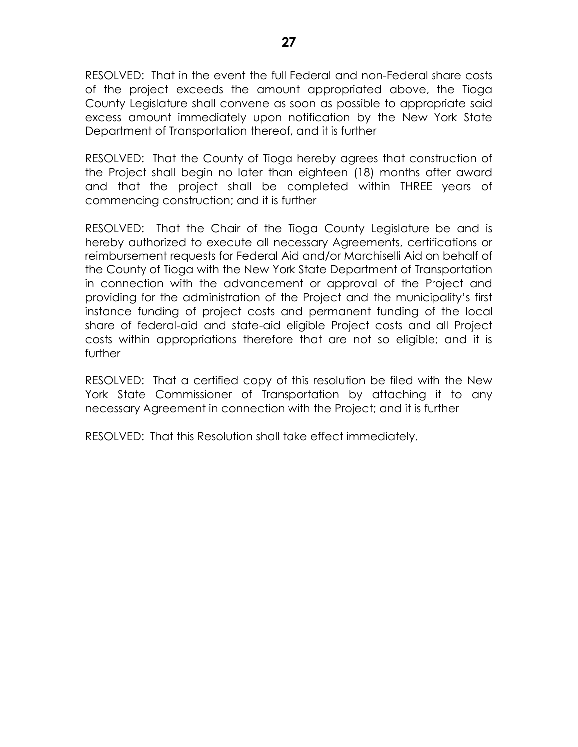RESOLVED: That in the event the full Federal and non-Federal share costs of the project exceeds the amount appropriated above, the Tioga County Legislature shall convene as soon as possible to appropriate said excess amount immediately upon notification by the New York State Department of Transportation thereof, and it is further

RESOLVED: That the County of Tioga hereby agrees that construction of the Project shall begin no later than eighteen (18) months after award and that the project shall be completed within THREE years of commencing construction; and it is further

RESOLVED: That the Chair of the Tioga County Legislature be and is hereby authorized to execute all necessary Agreements, certifications or reimbursement requests for Federal Aid and/or Marchiselli Aid on behalf of the County of Tioga with the New York State Department of Transportation in connection with the advancement or approval of the Project and providing for the administration of the Project and the municipality's first instance funding of project costs and permanent funding of the local share of federal-aid and state-aid eligible Project costs and all Project costs within appropriations therefore that are not so eligible; and it is further

RESOLVED: That a certified copy of this resolution be filed with the New York State Commissioner of Transportation by attaching it to any necessary Agreement in connection with the Project; and it is further

RESOLVED: That this Resolution shall take effect immediately.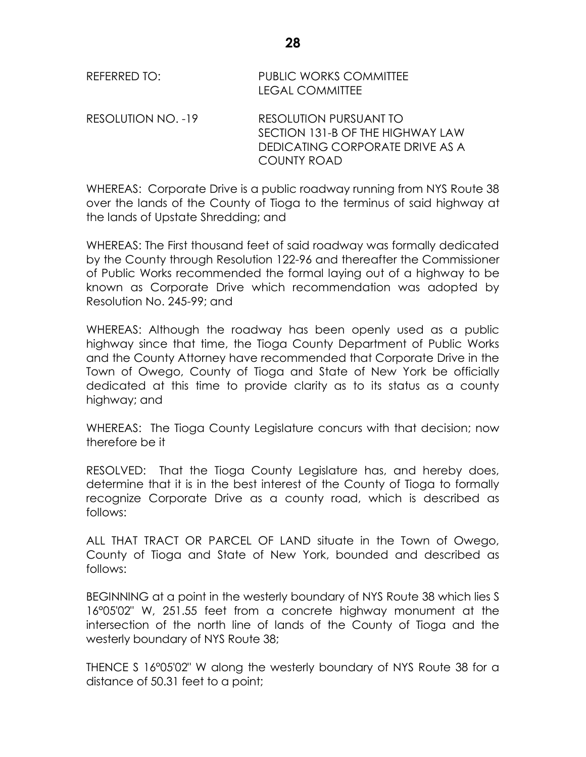REFERRED TO: PUBLIC WORKS COMMITTEE
LEGAL COMMITTEE

RESOLUTION NO. -19 RESOLUTION PURSUANT TO SECTION 131-B OF THE HIGHWAY LAW DEDICATING CORPORATE DRIVE AS A COUNTY ROAD

WHEREAS: Corporate Drive is a public roadway running from NYS Route 38 over the lands of the County of Tioga to the terminus of said highway at the lands of Upstate Shredding; and

WHEREAS: The First thousand feet of said roadway was formally dedicated by the County through Resolution 122-96 and thereafter the Commissioner of Public Works recommended the formal laying out of a highway to be known as Corporate Drive which recommendation was adopted by Resolution No. 245-99; and

WHEREAS: Although the roadway has been openly used as a public highway since that time, the Tioga County Department of Public Works and the County Attorney have recommended that Corporate Drive in the Town of Owego, County of Tioga and State of New York be officially dedicated at this time to provide clarity as to its status as a county highway; and

WHEREAS: The Tioga County Legislature concurs with that decision; now therefore be it

RESOLVED: That the Tioga County Legislature has, and hereby does, determine that it is in the best interest of the County of Tioga to formally recognize Corporate Drive as a county road, which is described as follows:

ALL THAT TRACT OR PARCEL OF LAND situate in the Town of Owego, County of Tioga and State of New York, bounded and described as follows:

BEGINNING at a point in the westerly boundary of NYS Route 38 which lies S 16°05'02" W, 251.55 feet from a concrete highway monument at the intersection of the north line of lands of the County of Tioga and the westerly boundary of NYS Route 38;

THENCE S 16°05'02" W along the westerly boundary of NYS Route 38 for a distance of 50.31 feet to a point;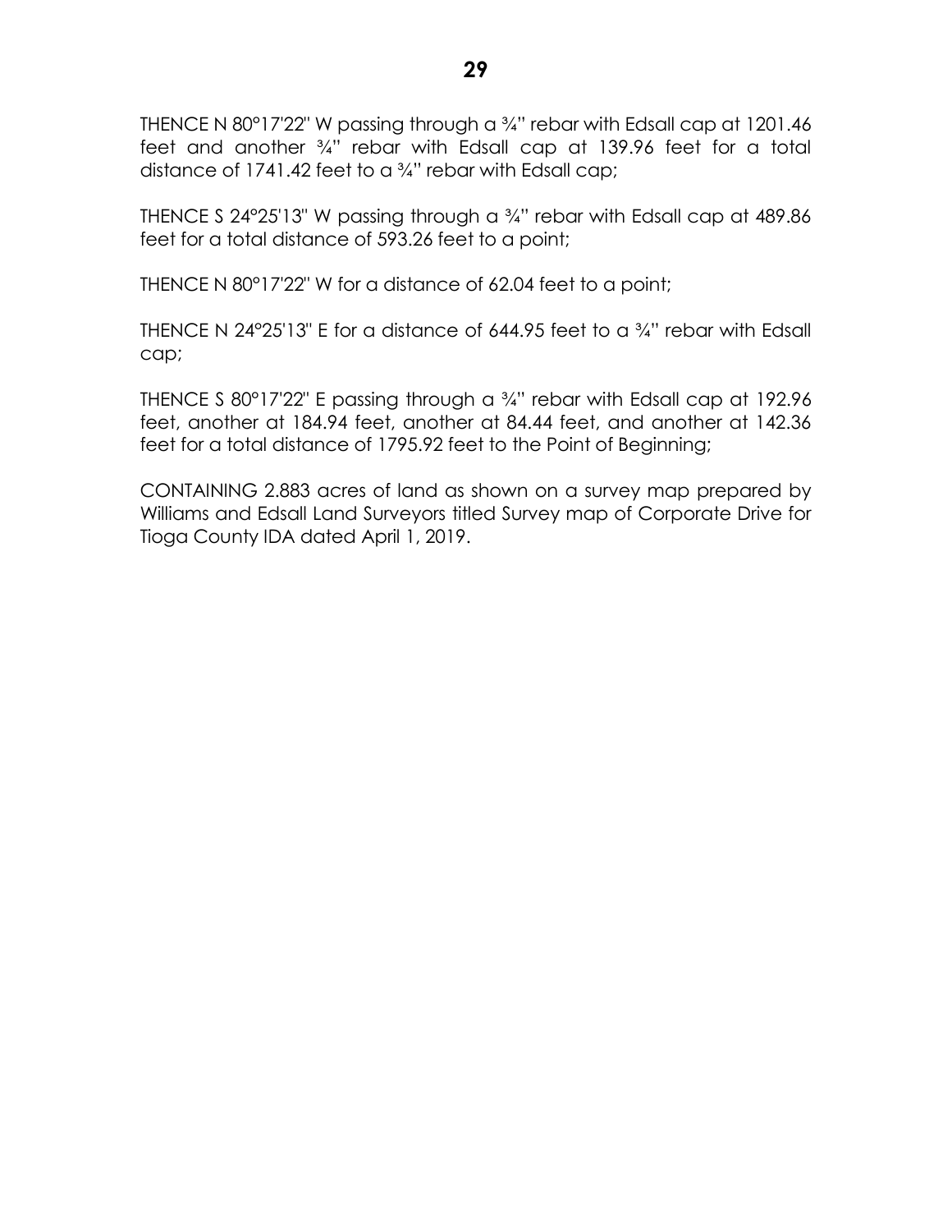THENCE N 80°17'22" W passing through a ¾" rebar with Edsall cap at 1201.46 feet and another ¾" rebar with Edsall cap at 139.96 feet for a total distance of 1741.42 feet to a ¾" rebar with Edsall cap;

THENCE S 24°25'13" W passing through a ¾" rebar with Edsall cap at 489.86 feet for a total distance of 593.26 feet to a point;

THENCE N 80°17'22" W for a distance of 62.04 feet to a point;

THENCE N 24°25'13" E for a distance of 644.95 feet to a ¾" rebar with Edsall cap;

THENCE S 80°17'22" E passing through a ¾" rebar with Edsall cap at 192.96 feet, another at 184.94 feet, another at 84.44 feet, and another at 142.36 feet for a total distance of 1795.92 feet to the Point of Beginning;

CONTAINING 2.883 acres of land as shown on a survey map prepared by Williams and Edsall Land Surveyors titled Survey map of Corporate Drive for Tioga County IDA dated April 1, 2019.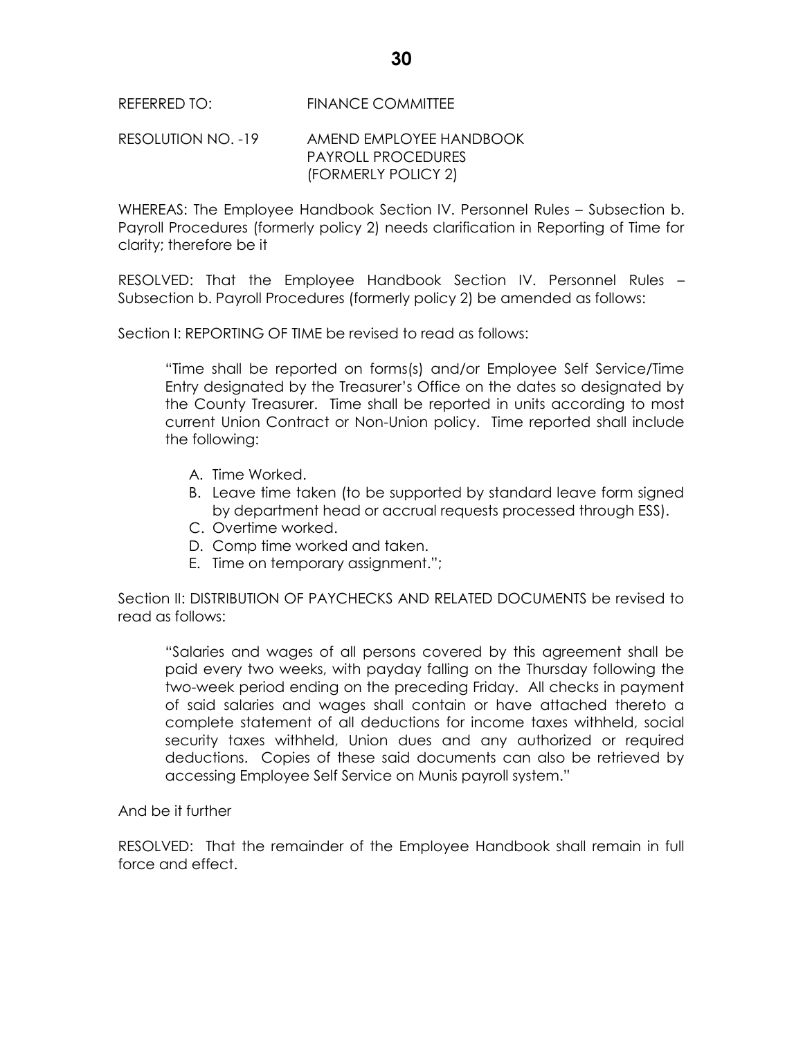REFERRED TO: FINANCE COMMITTEE

RESOLUTION NO. -19 AMEND EMPLOYEE HANDBOOK PAYROLL PROCEDURES (FORMERLY POLICY 2)

WHEREAS: The Employee Handbook Section IV. Personnel Rules – Subsection b. Payroll Procedures (formerly policy 2) needs clarification in Reporting of Time for clarity; therefore be it

RESOLVED: That the Employee Handbook Section IV. Personnel Rules – Subsection b. Payroll Procedures (formerly policy 2) be amended as follows:

Section I: REPORTING OF TIME be revised to read as follows:

> "Time shall be reported on forms(s) and/or Employee Self Service/Time Entry designated by the Treasurer's Office on the dates so designated by the County Treasurer. Time shall be reported in units according to most current Union Contract or Non-Union policy. Time reported shall include the following:
>
> A. Time Worked.
> B. Leave time taken (to be supported by standard leave form signed by department head or accrual requests processed through ESS).
> C. Overtime worked.
> D. Comp time worked and taken.
> E. Time on temporary assignment.";

Section II: DISTRIBUTION OF PAYCHECKS AND RELATED DOCUMENTS be revised to read as follows:

> "Salaries and wages of all persons covered by this agreement shall be paid every two weeks, with payday falling on the Thursday following the two-week period ending on the preceding Friday. All checks in payment of said salaries and wages shall contain or have attached thereto a complete statement of all deductions for income taxes withheld, social security taxes withheld, Union dues and any authorized or required deductions. Copies of these said documents can also be retrieved by accessing Employee Self Service on Munis payroll system."

And be it further

RESOLVED: That the remainder of the Employee Handbook shall remain in full force and effect.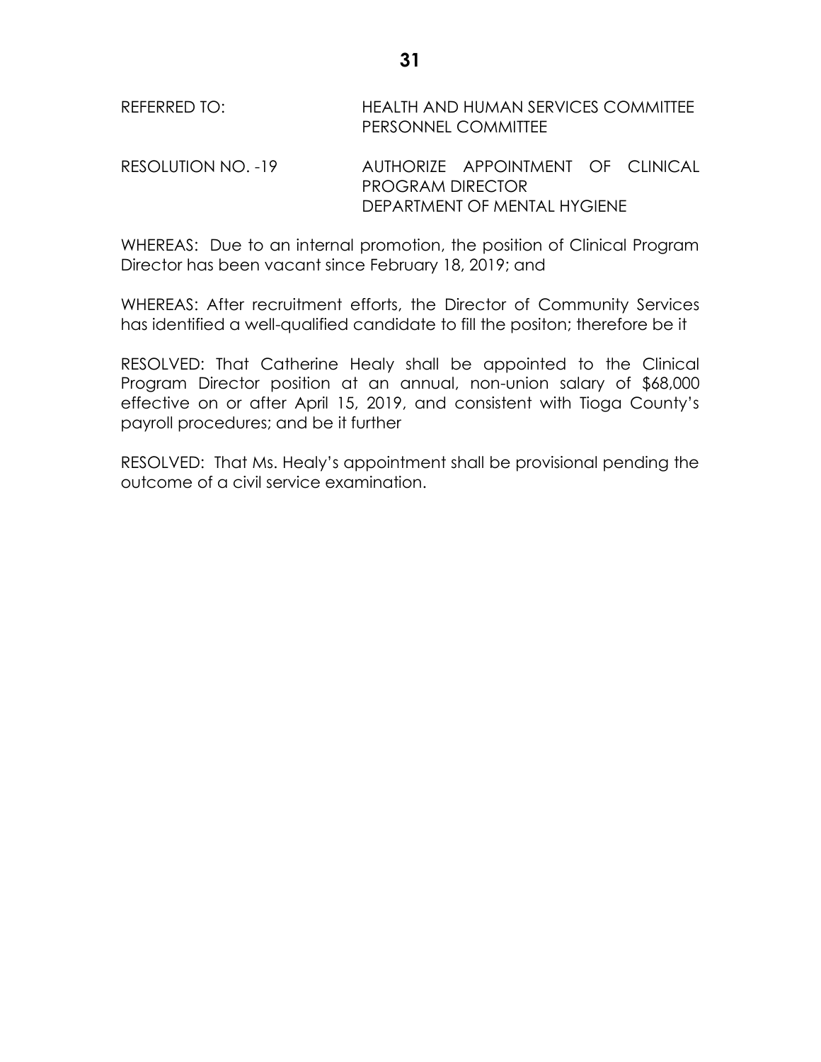REFERRED TO: HEALTH AND HUMAN SERVICES COMMITTEE
PERSONNEL COMMITTEE

RESOLUTION NO. -19 AUTHORIZE APPOINTMENT OF CLINICAL PROGRAM DIRECTOR
DEPARTMENT OF MENTAL HYGIENE

WHEREAS: Due to an internal promotion, the position of Clinical Program Director has been vacant since February 18, 2019; and

WHEREAS: After recruitment efforts, the Director of Community Services has identified a well-qualified candidate to fill the positon; therefore be it

RESOLVED: That Catherine Healy shall be appointed to the Clinical Program Director position at an annual, non-union salary of $68,000 effective on or after April 15, 2019, and consistent with Tioga County's payroll procedures; and be it further

RESOLVED: That Ms. Healy's appointment shall be provisional pending the outcome of a civil service examination.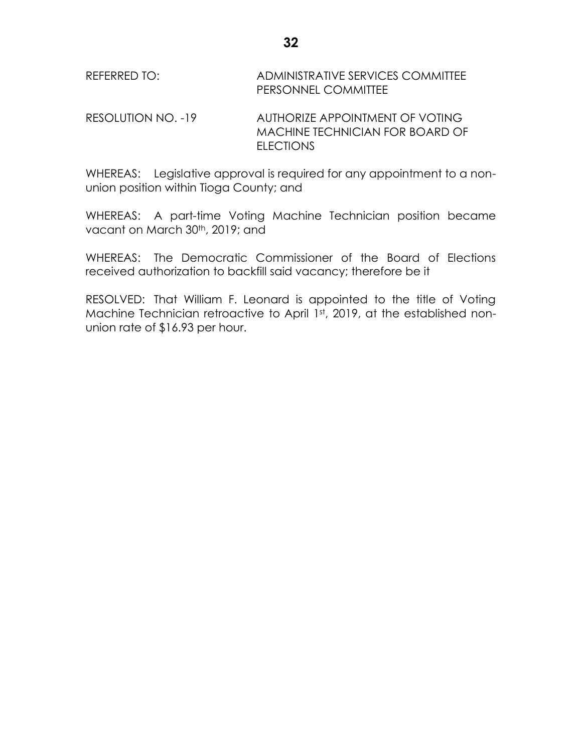REFERRED TO: ADMINISTRATIVE SERVICES COMMITTEE
PERSONNEL COMMITTEE

RESOLUTION NO. -19 AUTHORIZE APPOINTMENT OF VOTING MACHINE TECHNICIAN FOR BOARD OF ELECTIONS

WHEREAS: Legislative approval is required for any appointment to a non-union position within Tioga County; and

WHEREAS: A part-time Voting Machine Technician position became vacant on March 30th, 2019; and

WHEREAS: The Democratic Commissioner of the Board of Elections received authorization to backfill said vacancy; therefore be it

RESOLVED: That William F. Leonard is appointed to the title of Voting Machine Technician retroactive to April 1st, 2019, at the established non-union rate of $16.93 per hour.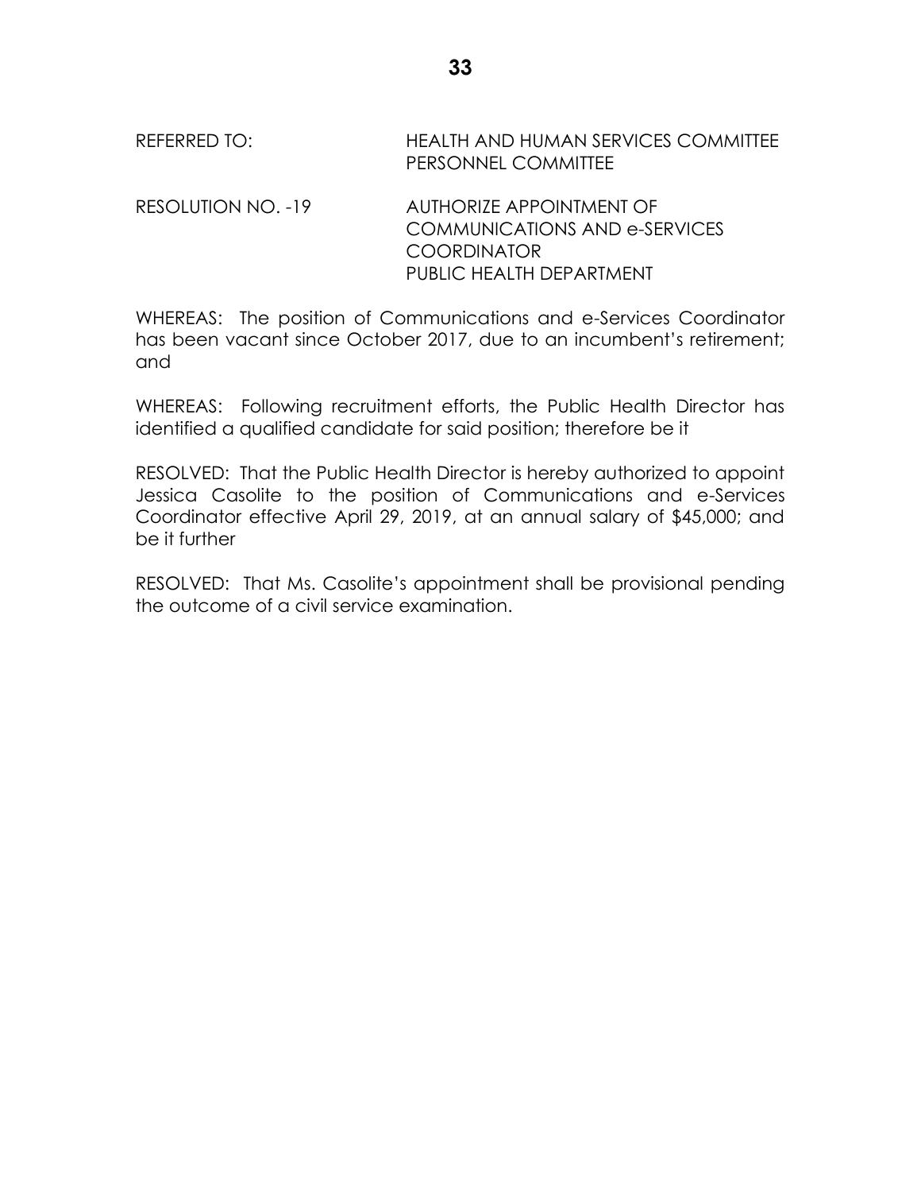REFERRED TO: HEALTH AND HUMAN SERVICES COMMITTEE
PERSONNEL COMMITTEE

RESOLUTION NO. -19 AUTHORIZE APPOINTMENT OF COMMUNICATIONS AND e-SERVICES COORDINATOR
PUBLIC HEALTH DEPARTMENT

WHEREAS: The position of Communications and e-Services Coordinator has been vacant since October 2017, due to an incumbent's retirement; and

WHEREAS: Following recruitment efforts, the Public Health Director has identified a qualified candidate for said position; therefore be it

RESOLVED: That the Public Health Director is hereby authorized to appoint Jessica Casolite to the position of Communications and e-Services Coordinator effective April 29, 2019, at an annual salary of $45,000; and be it further

RESOLVED: That Ms. Casolite's appointment shall be provisional pending the outcome of a civil service examination.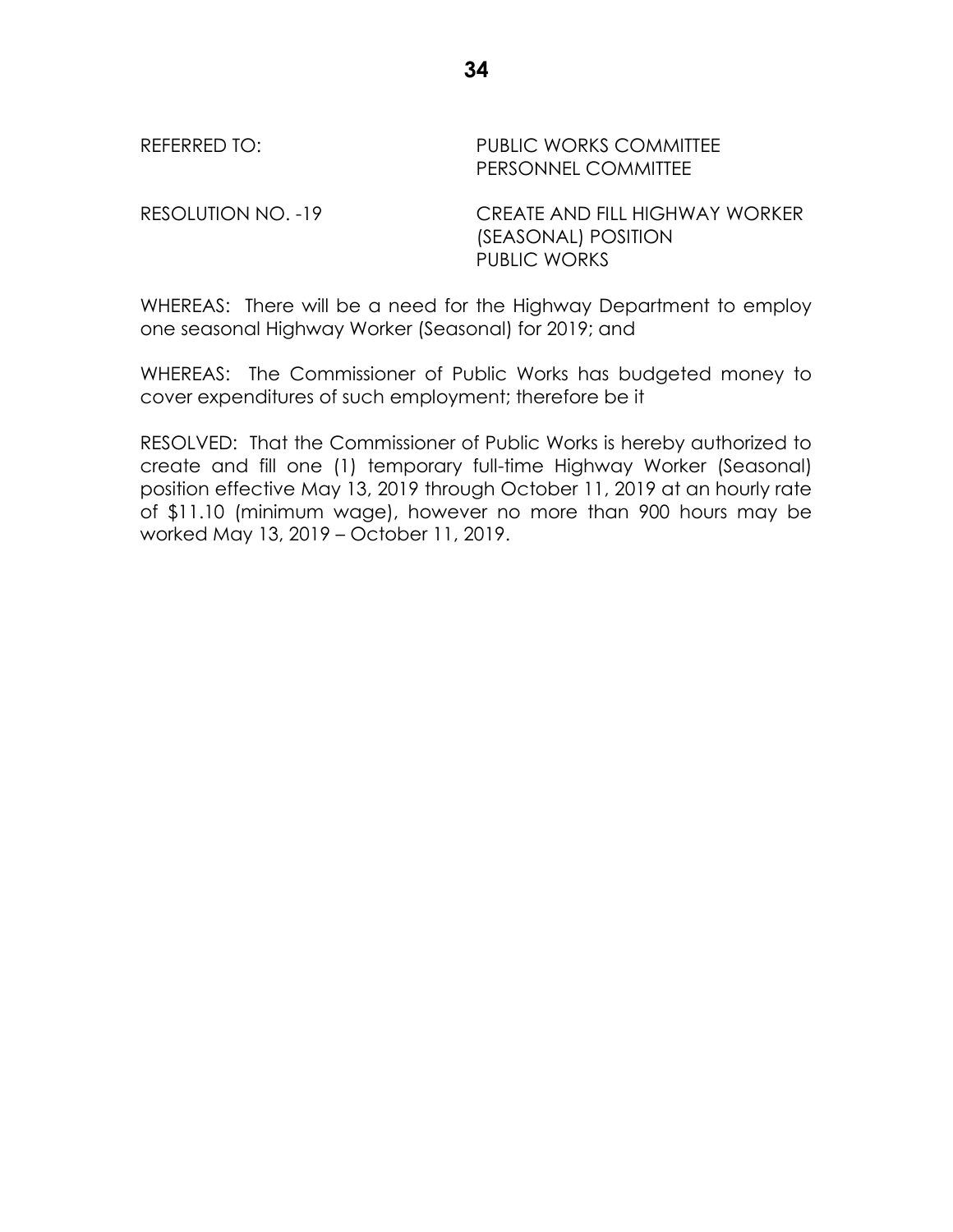REFERRED TO: PUBLIC WORKS COMMITTEE
PERSONNEL COMMITTEE

RESOLUTION NO. -19 CREATE AND FILL HIGHWAY WORKER (SEASONAL) POSITION
PUBLIC WORKS

WHEREAS: There will be a need for the Highway Department to employ one seasonal Highway Worker (Seasonal) for 2019; and

WHEREAS: The Commissioner of Public Works has budgeted money to cover expenditures of such employment; therefore be it

RESOLVED: That the Commissioner of Public Works is hereby authorized to create and fill one (1) temporary full-time Highway Worker (Seasonal) position effective May 13, 2019 through October 11, 2019 at an hourly rate of $11.10 (minimum wage), however no more than 900 hours may be worked May 13, 2019 – October 11, 2019.